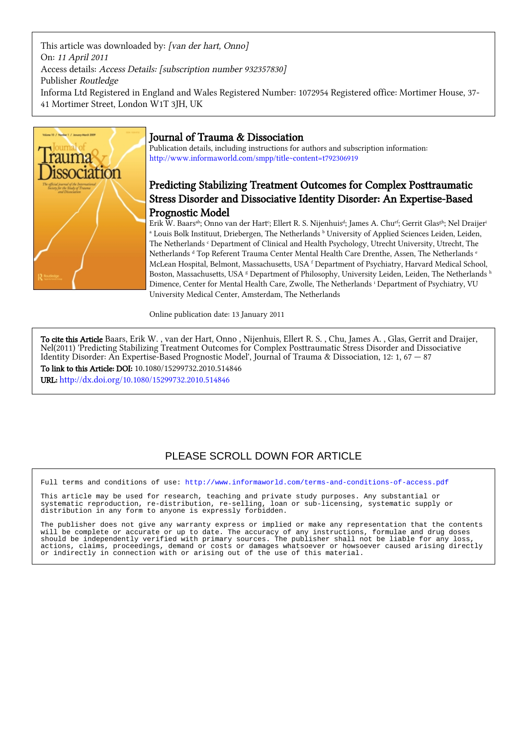This article was downloaded by: *[van der hart, Onno]*
On: *11 April 2011*
Access details: *Access Details: [subscription number 932357830]*
Publisher *Routledge*
Informa Ltd Registered in England and Wales Registered Number: 1072954 Registered office: Mortimer House, 37-41 Mortimer Street, London W1T 3JH, UK

# Journal of Trauma & Dissociation

Publication details, including instructions for authors and subscription information:
http://www.informaworld.com/smpp/title~content=t792306919

## Predicting Stabilizing Treatment Outcomes for Complex Posttraumatic Stress Disorder and Dissociative Identity Disorder: An Expertise-Based Prognostic Model

Erik W. Baars[ab]; Onno van der Hart[c]; Ellert R. S. Nijenhuis[d]; James A. Chu[ef]; Gerrit Glas[gh]; Nel Draijer[i]
[a] Louis Bolk Instituut, Driebergen, The Netherlands [b] University of Applied Sciences Leiden, Leiden, The Netherlands [c] Department of Clinical and Health Psychology, Utrecht University, Utrecht, The Netherlands [d] Top Referent Trauma Center Mental Health Care Drenthe, Assen, The Netherlands [e] McLean Hospital, Belmont, Massachusetts, USA [f] Department of Psychiatry, Harvard Medical School, Boston, Massachusetts, USA [g] Department of Philosophy, University Leiden, Leiden, The Netherlands [h] Dimence, Center for Mental Health Care, Zwolle, The Netherlands [i] Department of Psychiatry, VU University Medical Center, Amsterdam, The Netherlands

Online publication date: 13 January 2011

**To cite this Article** Baars, Erik W. , van der Hart, Onno , Nijenhuis, Ellert R. S. , Chu, James A. , Glas, Gerrit and Draijer, Nel(2011) 'Predicting Stabilizing Treatment Outcomes for Complex Posttraumatic Stress Disorder and Dissociative Identity Disorder: An Expertise-Based Prognostic Model', Journal of Trauma & Dissociation, 12: 1, 67 — 87

**To link to this Article: DOI:** 10.1080/15299732.2010.514846

**URL:** http://dx.doi.org/10.1080/15299732.2010.514846

PLEASE SCROLL DOWN FOR ARTICLE

Full terms and conditions of use: http://www.informaworld.com/terms-and-conditions-of-access.pdf

This article may be used for research, teaching and private study purposes. Any substantial or systematic reproduction, re-distribution, re-selling, loan or sub-licensing, systematic supply or distribution in any form to anyone is expressly forbidden.

The publisher does not give any warranty express or implied or make any representation that the contents will be complete or accurate or up to date. The accuracy of any instructions, formulae and drug doses should be independently verified with primary sources. The publisher shall not be liable for any loss, actions, claims, proceedings, demand or costs or damages whatsoever or howsoever caused arising directly or indirectly in connection with or arising out of the use of this material.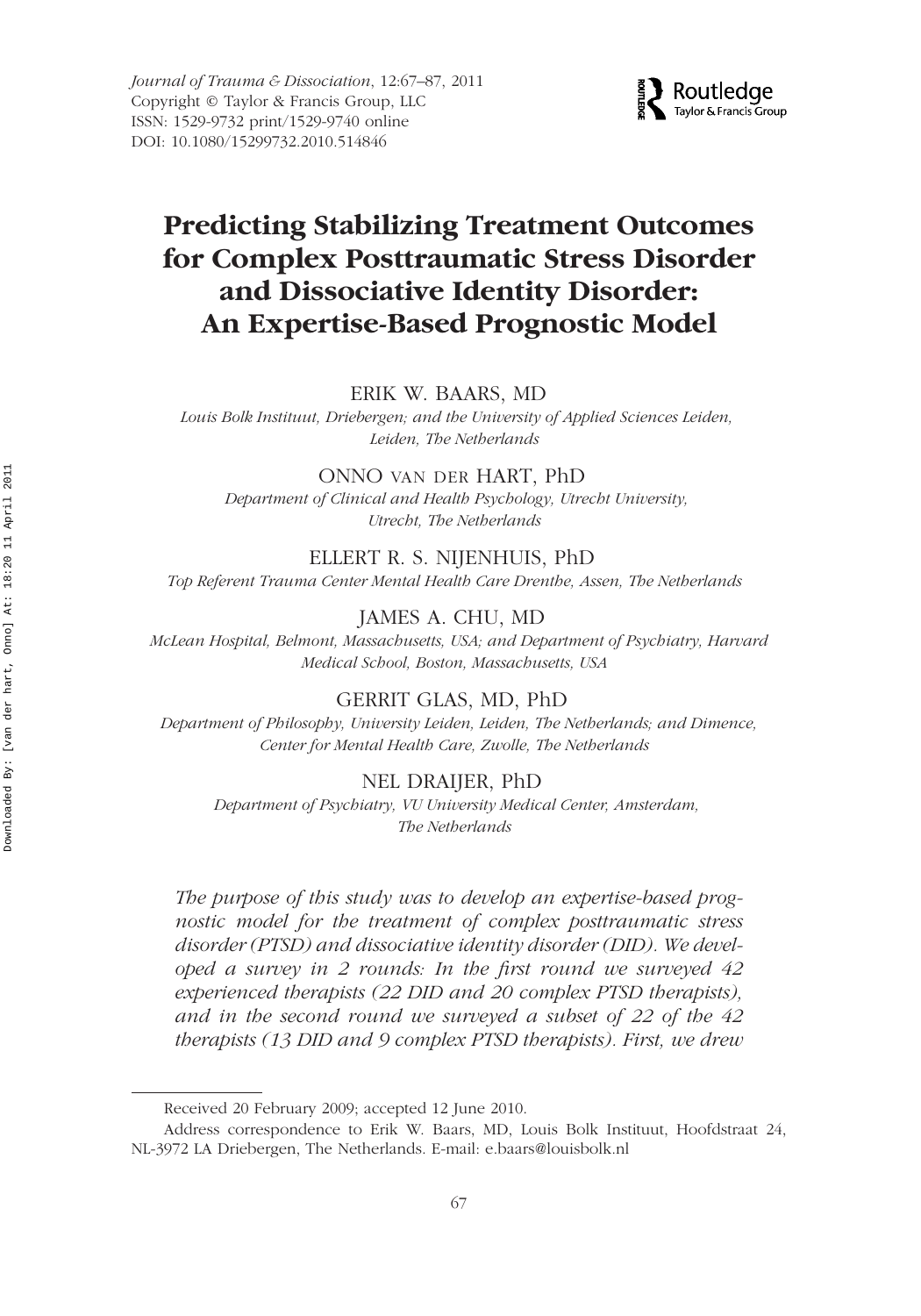# Predicting Stabilizing Treatment Outcomes for Complex Posttraumatic Stress Disorder and Dissociative Identity Disorder: An Expertise-Based Prognostic Model

ERIK W. BAARS, MD

*Louis Bolk Instituut, Driebergen; and the University of Applied Sciences Leiden, Leiden, The Netherlands*

ONNO VAN DER HART, PhD

*Department of Clinical and Health Psychology, Utrecht University, Utrecht, The Netherlands*

ELLERT R. S. NIJENHUIS, PhD

*Top Referent Trauma Center Mental Health Care Drenthe, Assen, The Netherlands*

JAMES A. CHU, MD

*McLean Hospital, Belmont, Massachusetts, USA; and Department of Psychiatry, Harvard Medical School, Boston, Massachusetts, USA*

GERRIT GLAS, MD, PhD

*Department of Philosophy, University Leiden, Leiden, The Netherlands; and Dimence, Center for Mental Health Care, Zwolle, The Netherlands*

NEL DRAIJER, PhD

*Department of Psychiatry, VU University Medical Center, Amsterdam, The Netherlands*

*The purpose of this study was to develop an expertise-based prognostic model for the treatment of complex posttraumatic stress disorder (PTSD) and dissociative identity disorder (DID). We developed a survey in 2 rounds: In the first round we surveyed 42 experienced therapists (22 DID and 20 complex PTSD therapists), and in the second round we surveyed a subset of 22 of the 42 therapists (13 DID and 9 complex PTSD therapists). First, we drew*

Received 20 February 2009; accepted 12 June 2010.

Address correspondence to Erik W. Baars, MD, Louis Bolk Instituut, Hoofdstraat 24, NL-3972 LA Driebergen, The Netherlands. E-mail: e.baars@louisbolk.nl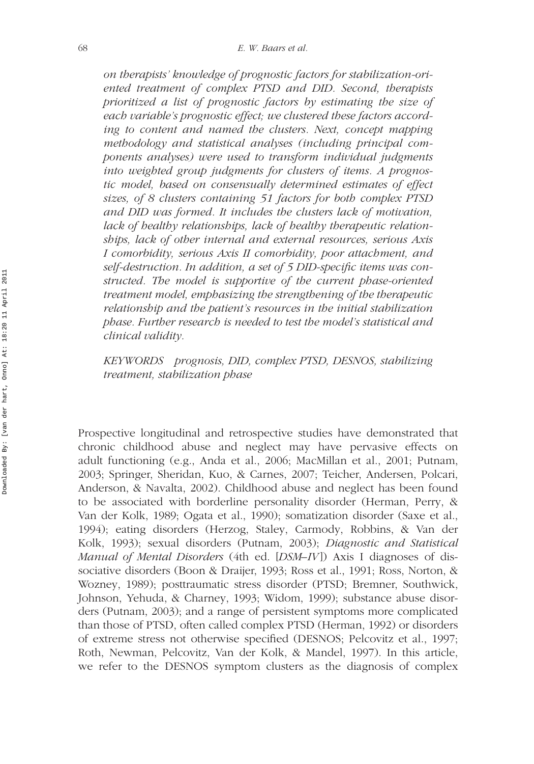*on therapists' knowledge of prognostic factors for stabilization-oriented treatment of complex PTSD and DID. Second, therapists prioritized a list of prognostic factors by estimating the size of each variable's prognostic effect; we clustered these factors according to content and named the clusters. Next, concept mapping methodology and statistical analyses (including principal components analyses) were used to transform individual judgments into weighted group judgments for clusters of items. A prognostic model, based on consensually determined estimates of effect sizes, of 8 clusters containing 51 factors for both complex PTSD and DID was formed. It includes the clusters lack of motivation, lack of healthy relationships, lack of healthy therapeutic relationships, lack of other internal and external resources, serious Axis I comorbidity, serious Axis II comorbidity, poor attachment, and self-destruction. In addition, a set of 5 DID-specific items was constructed. The model is supportive of the current phase-oriented treatment model, emphasizing the strengthening of the therapeutic relationship and the patient's resources in the initial stabilization phase. Further research is needed to test the model's statistical and clinical validity.*

*KEYWORDS prognosis, DID, complex PTSD, DESNOS, stabilizing treatment, stabilization phase*

Prospective longitudinal and retrospective studies have demonstrated that chronic childhood abuse and neglect may have pervasive effects on adult functioning (e.g., Anda et al., 2006; MacMillan et al., 2001; Putnam, 2003; Springer, Sheridan, Kuo, & Carnes, 2007; Teicher, Andersen, Polcari, Anderson, & Navalta, 2002). Childhood abuse and neglect has been found to be associated with borderline personality disorder (Herman, Perry, & Van der Kolk, 1989; Ogata et al., 1990); somatization disorder (Saxe et al., 1994); eating disorders (Herzog, Staley, Carmody, Robbins, & Van der Kolk, 1993); sexual disorders (Putnam, 2003); *Diagnostic and Statistical Manual of Mental Disorders* (4th ed. [*DSM–IV*]) Axis I diagnoses of dissociative disorders (Boon & Draijer, 1993; Ross et al., 1991; Ross, Norton, & Wozney, 1989); posttraumatic stress disorder (PTSD; Bremner, Southwick, Johnson, Yehuda, & Charney, 1993; Widom, 1999); substance abuse disorders (Putnam, 2003); and a range of persistent symptoms more complicated than those of PTSD, often called complex PTSD (Herman, 1992) or disorders of extreme stress not otherwise specified (DESNOS; Pelcovitz et al., 1997; Roth, Newman, Pelcovitz, Van der Kolk, & Mandel, 1997). In this article, we refer to the DESNOS symptom clusters as the diagnosis of complex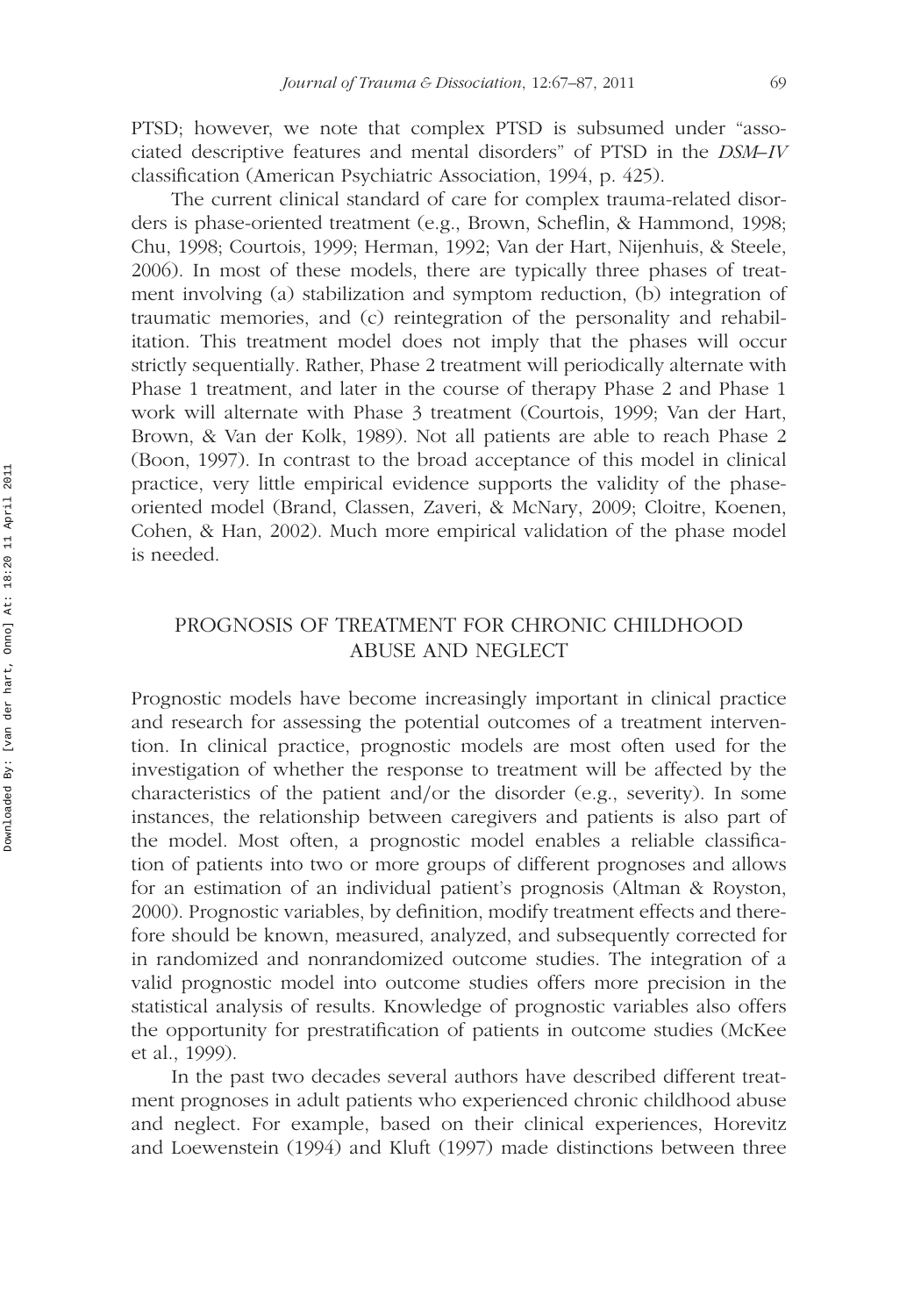PTSD; however, we note that complex PTSD is subsumed under "associated descriptive features and mental disorders" of PTSD in the *DSM–IV* classification (American Psychiatric Association, 1994, p. 425).

The current clinical standard of care for complex trauma-related disorders is phase-oriented treatment (e.g., Brown, Scheflin, & Hammond, 1998; Chu, 1998; Courtois, 1999; Herman, 1992; Van der Hart, Nijenhuis, & Steele, 2006). In most of these models, there are typically three phases of treatment involving (a) stabilization and symptom reduction, (b) integration of traumatic memories, and (c) reintegration of the personality and rehabilitation. This treatment model does not imply that the phases will occur strictly sequentially. Rather, Phase 2 treatment will periodically alternate with Phase 1 treatment, and later in the course of therapy Phase 2 and Phase 1 work will alternate with Phase 3 treatment (Courtois, 1999; Van der Hart, Brown, & Van der Kolk, 1989). Not all patients are able to reach Phase 2 (Boon, 1997). In contrast to the broad acceptance of this model in clinical practice, very little empirical evidence supports the validity of the phase-oriented model (Brand, Classen, Zaveri, & McNary, 2009; Cloitre, Koenen, Cohen, & Han, 2002). Much more empirical validation of the phase model is needed.

## PROGNOSIS OF TREATMENT FOR CHRONIC CHILDHOOD ABUSE AND NEGLECT

Prognostic models have become increasingly important in clinical practice and research for assessing the potential outcomes of a treatment intervention. In clinical practice, prognostic models are most often used for the investigation of whether the response to treatment will be affected by the characteristics of the patient and/or the disorder (e.g., severity). In some instances, the relationship between caregivers and patients is also part of the model. Most often, a prognostic model enables a reliable classification of patients into two or more groups of different prognoses and allows for an estimation of an individual patient's prognosis (Altman & Royston, 2000). Prognostic variables, by definition, modify treatment effects and therefore should be known, measured, analyzed, and subsequently corrected for in randomized and nonrandomized outcome studies. The integration of a valid prognostic model into outcome studies offers more precision in the statistical analysis of results. Knowledge of prognostic variables also offers the opportunity for prestratification of patients in outcome studies (McKee et al., 1999).

In the past two decades several authors have described different treatment prognoses in adult patients who experienced chronic childhood abuse and neglect. For example, based on their clinical experiences, Horevitz and Loewenstein (1994) and Kluft (1997) made distinctions between three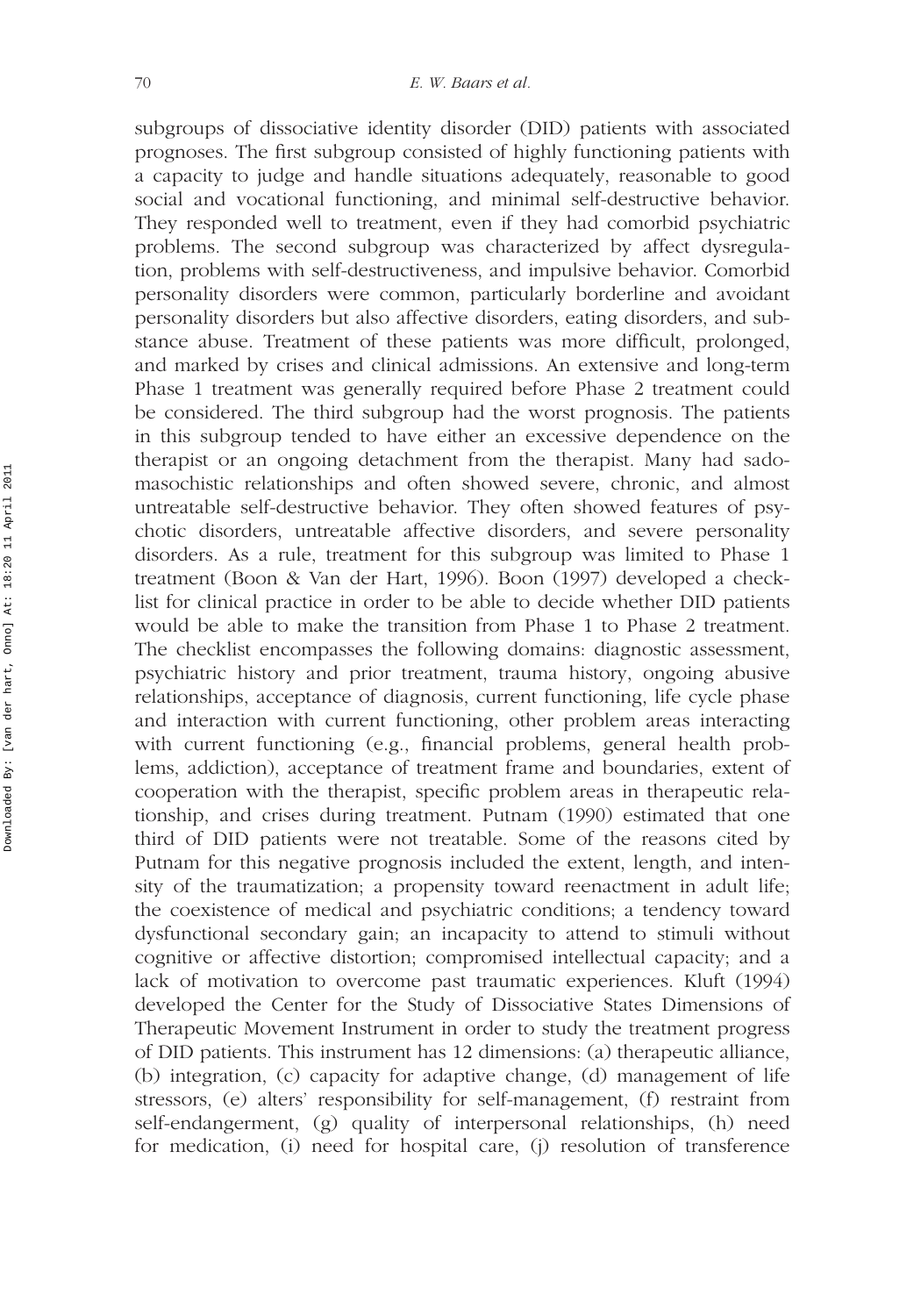subgroups of dissociative identity disorder (DID) patients with associated prognoses. The first subgroup consisted of highly functioning patients with a capacity to judge and handle situations adequately, reasonable to good social and vocational functioning, and minimal self-destructive behavior. They responded well to treatment, even if they had comorbid psychiatric problems. The second subgroup was characterized by affect dysregulation, problems with self-destructiveness, and impulsive behavior. Comorbid personality disorders were common, particularly borderline and avoidant personality disorders but also affective disorders, eating disorders, and substance abuse. Treatment of these patients was more difficult, prolonged, and marked by crises and clinical admissions. An extensive and long-term Phase 1 treatment was generally required before Phase 2 treatment could be considered. The third subgroup had the worst prognosis. The patients in this subgroup tended to have either an excessive dependence on the therapist or an ongoing detachment from the therapist. Many had sadomasochistic relationships and often showed severe, chronic, and almost untreatable self-destructive behavior. They often showed features of psychotic disorders, untreatable affective disorders, and severe personality disorders. As a rule, treatment for this subgroup was limited to Phase 1 treatment (Boon & Van der Hart, 1996). Boon (1997) developed a checklist for clinical practice in order to be able to decide whether DID patients would be able to make the transition from Phase 1 to Phase 2 treatment. The checklist encompasses the following domains: diagnostic assessment, psychiatric history and prior treatment, trauma history, ongoing abusive relationships, acceptance of diagnosis, current functioning, life cycle phase and interaction with current functioning, other problem areas interacting with current functioning (e.g., financial problems, general health problems, addiction), acceptance of treatment frame and boundaries, extent of cooperation with the therapist, specific problem areas in therapeutic relationship, and crises during treatment. Putnam (1990) estimated that one third of DID patients were not treatable. Some of the reasons cited by Putnam for this negative prognosis included the extent, length, and intensity of the traumatization; a propensity toward reenactment in adult life; the coexistence of medical and psychiatric conditions; a tendency toward dysfunctional secondary gain; an incapacity to attend to stimuli without cognitive or affective distortion; compromised intellectual capacity; and a lack of motivation to overcome past traumatic experiences. Kluft (1994) developed the Center for the Study of Dissociative States Dimensions of Therapeutic Movement Instrument in order to study the treatment progress of DID patients. This instrument has 12 dimensions: (a) therapeutic alliance, (b) integration, (c) capacity for adaptive change, (d) management of life stressors, (e) alters' responsibility for self-management, (f) restraint from self-endangerment, (g) quality of interpersonal relationships, (h) need for medication, (i) need for hospital care, (j) resolution of transference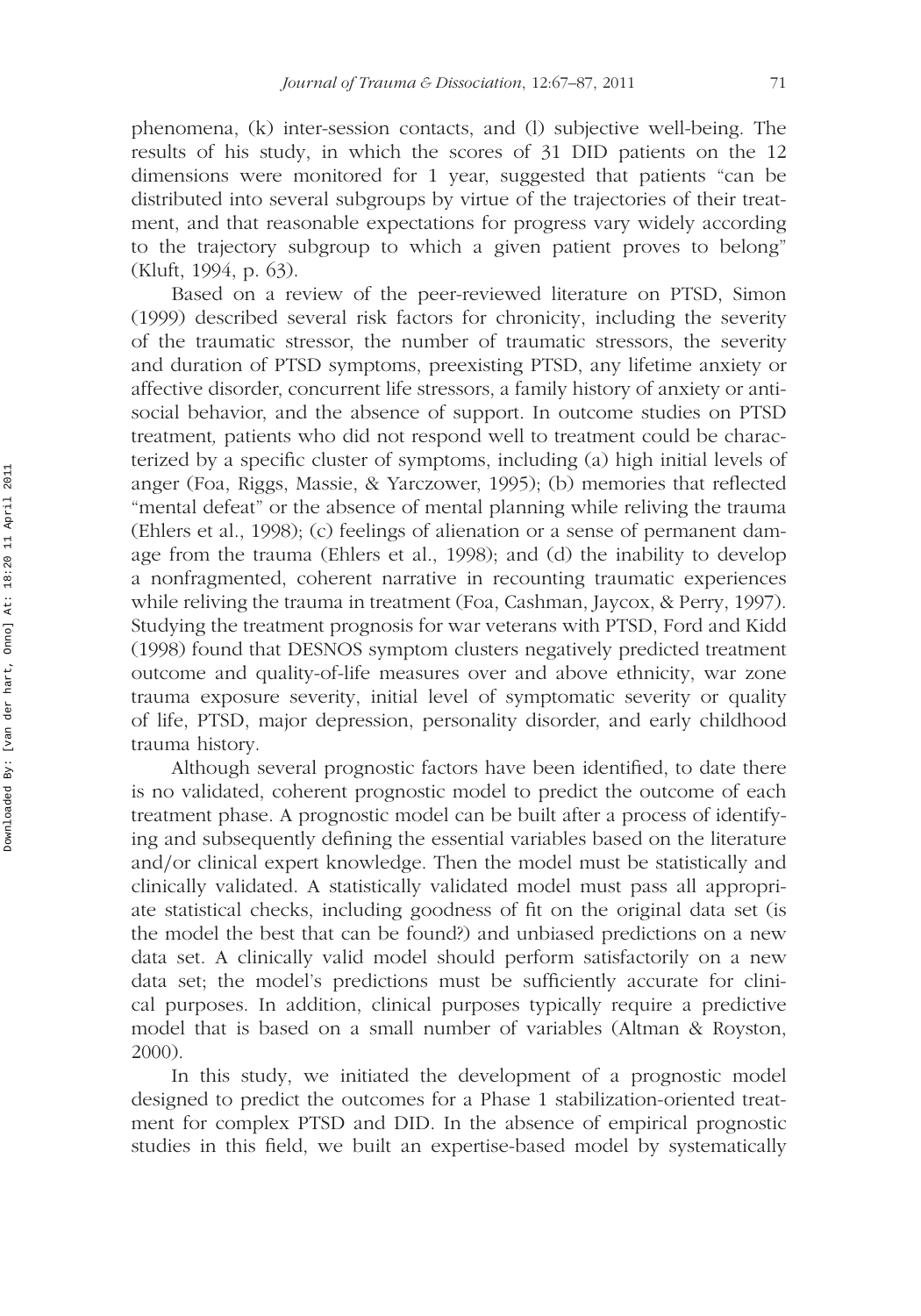phenomena, (k) inter-session contacts, and (l) subjective well-being. The results of his study, in which the scores of 31 DID patients on the 12 dimensions were monitored for 1 year, suggested that patients "can be distributed into several subgroups by virtue of the trajectories of their treatment, and that reasonable expectations for progress vary widely according to the trajectory subgroup to which a given patient proves to belong" (Kluft, 1994, p. 63).

Based on a review of the peer-reviewed literature on PTSD, Simon (1999) described several risk factors for chronicity, including the severity of the traumatic stressor, the number of traumatic stressors, the severity and duration of PTSD symptoms, preexisting PTSD, any lifetime anxiety or affective disorder, concurrent life stressors, a family history of anxiety or antisocial behavior, and the absence of support. In outcome studies on PTSD treatment, patients who did not respond well to treatment could be characterized by a specific cluster of symptoms, including (a) high initial levels of anger (Foa, Riggs, Massie, & Yarczower, 1995); (b) memories that reflected "mental defeat" or the absence of mental planning while reliving the trauma (Ehlers et al., 1998); (c) feelings of alienation or a sense of permanent damage from the trauma (Ehlers et al., 1998); and (d) the inability to develop a nonfragmented, coherent narrative in recounting traumatic experiences while reliving the trauma in treatment (Foa, Cashman, Jaycox, & Perry, 1997). Studying the treatment prognosis for war veterans with PTSD, Ford and Kidd (1998) found that DESNOS symptom clusters negatively predicted treatment outcome and quality-of-life measures over and above ethnicity, war zone trauma exposure severity, initial level of symptomatic severity or quality of life, PTSD, major depression, personality disorder, and early childhood trauma history.

Although several prognostic factors have been identified, to date there is no validated, coherent prognostic model to predict the outcome of each treatment phase. A prognostic model can be built after a process of identifying and subsequently defining the essential variables based on the literature and/or clinical expert knowledge. Then the model must be statistically and clinically validated. A statistically validated model must pass all appropriate statistical checks, including goodness of fit on the original data set (is the model the best that can be found?) and unbiased predictions on a new data set. A clinically valid model should perform satisfactorily on a new data set; the model's predictions must be sufficiently accurate for clinical purposes. In addition, clinical purposes typically require a predictive model that is based on a small number of variables (Altman & Royston, 2000).

In this study, we initiated the development of a prognostic model designed to predict the outcomes for a Phase 1 stabilization-oriented treatment for complex PTSD and DID. In the absence of empirical prognostic studies in this field, we built an expertise-based model by systematically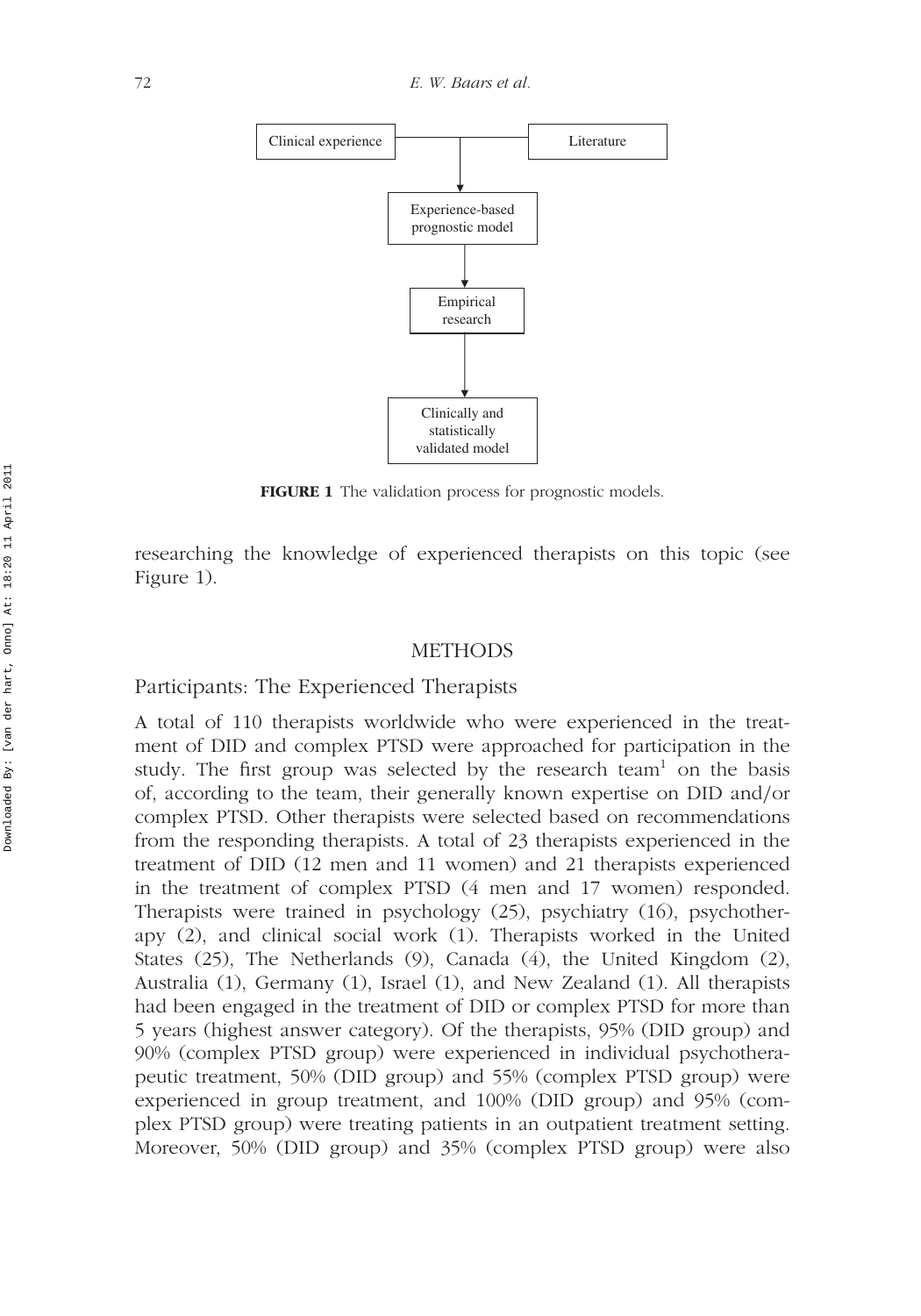Clinical experience → Literature

Experience-based prognostic model

Empirical research

Clinically and statistically validated model

**FIGURE 1** The validation process for prognostic models.

researching the knowledge of experienced therapists on this topic (see Figure 1).

## METHODS

### Participants: The Experienced Therapists

A total of 110 therapists worldwide who were experienced in the treatment of DID and complex PTSD were approached for participation in the study. The first group was selected by the research team[1] on the basis of, according to the team, their generally known expertise on DID and/or complex PTSD. Other therapists were selected based on recommendations from the responding therapists. A total of 23 therapists experienced in the treatment of DID (12 men and 11 women) and 21 therapists experienced in the treatment of complex PTSD (4 men and 17 women) responded. Therapists were trained in psychology (25), psychiatry (16), psychotherapy (2), and clinical social work (1). Therapists worked in the United States (25), The Netherlands (9), Canada (4), the United Kingdom (2), Australia (1), Germany (1), Israel (1), and New Zealand (1). All therapists had been engaged in the treatment of DID or complex PTSD for more than 5 years (highest answer category). Of the therapists, 95% (DID group) and 90% (complex PTSD group) were experienced in individual psychotherapeutic treatment, 50% (DID group) and 55% (complex PTSD group) were experienced in group treatment, and 100% (DID group) and 95% (complex PTSD group) were treating patients in an outpatient treatment setting. Moreover, 50% (DID group) and 35% (complex PTSD group) were also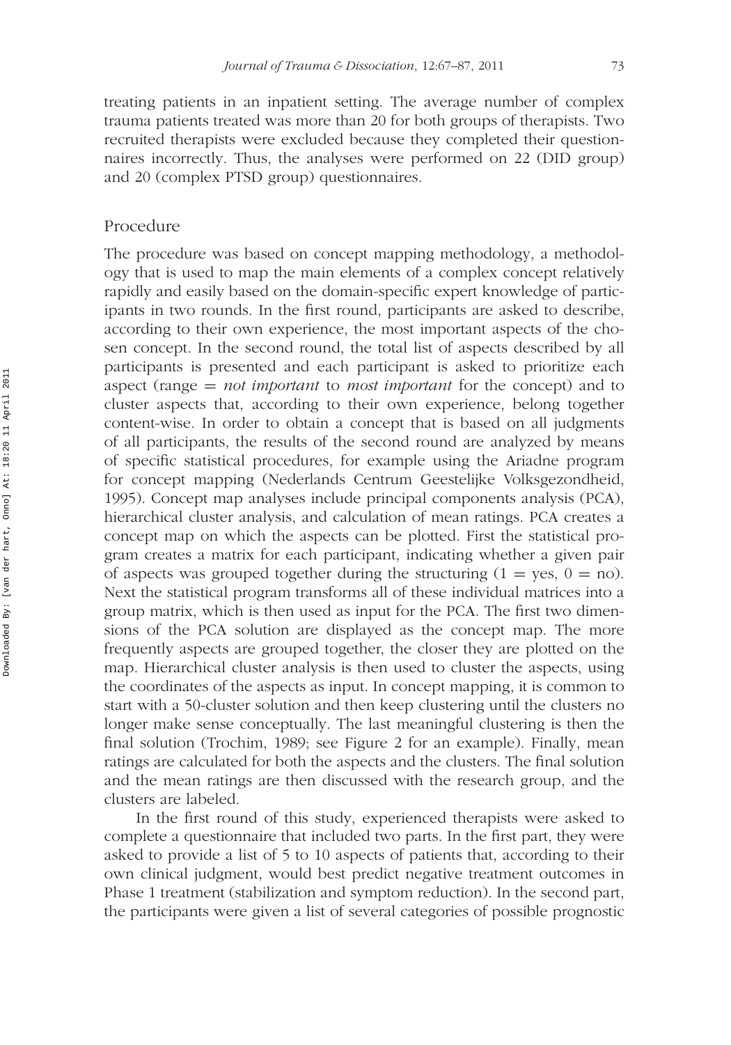treating patients in an inpatient setting. The average number of complex trauma patients treated was more than 20 for both groups of therapists. Two recruited therapists were excluded because they completed their questionnaires incorrectly. Thus, the analyses were performed on 22 (DID group) and 20 (complex PTSD group) questionnaires.

## Procedure

The procedure was based on concept mapping methodology, a methodology that is used to map the main elements of a complex concept relatively rapidly and easily based on the domain-specific expert knowledge of participants in two rounds. In the first round, participants are asked to describe, according to their own experience, the most important aspects of the chosen concept. In the second round, the total list of aspects described by all participants is presented and each participant is asked to prioritize each aspect (range = *not important* to *most important* for the concept) and to cluster aspects that, according to their own experience, belong together content-wise. In order to obtain a concept that is based on all judgments of all participants, the results of the second round are analyzed by means of specific statistical procedures, for example using the Ariadne program for concept mapping (Nederlands Centrum Geestelijke Volksgezondheid, 1995). Concept map analyses include principal components analysis (PCA), hierarchical cluster analysis, and calculation of mean ratings. PCA creates a concept map on which the aspects can be plotted. First the statistical program creates a matrix for each participant, indicating whether a given pair of aspects was grouped together during the structuring (1 = yes, 0 = no). Next the statistical program transforms all of these individual matrices into a group matrix, which is then used as input for the PCA. The first two dimensions of the PCA solution are displayed as the concept map. The more frequently aspects are grouped together, the closer they are plotted on the map. Hierarchical cluster analysis is then used to cluster the aspects, using the coordinates of the aspects as input. In concept mapping, it is common to start with a 50-cluster solution and then keep clustering until the clusters no longer make sense conceptually. The last meaningful clustering is then the final solution (Trochim, 1989; see Figure 2 for an example). Finally, mean ratings are calculated for both the aspects and the clusters. The final solution and the mean ratings are then discussed with the research group, and the clusters are labeled.

In the first round of this study, experienced therapists were asked to complete a questionnaire that included two parts. In the first part, they were asked to provide a list of 5 to 10 aspects of patients that, according to their own clinical judgment, would best predict negative treatment outcomes in Phase 1 treatment (stabilization and symptom reduction). In the second part, the participants were given a list of several categories of possible prognostic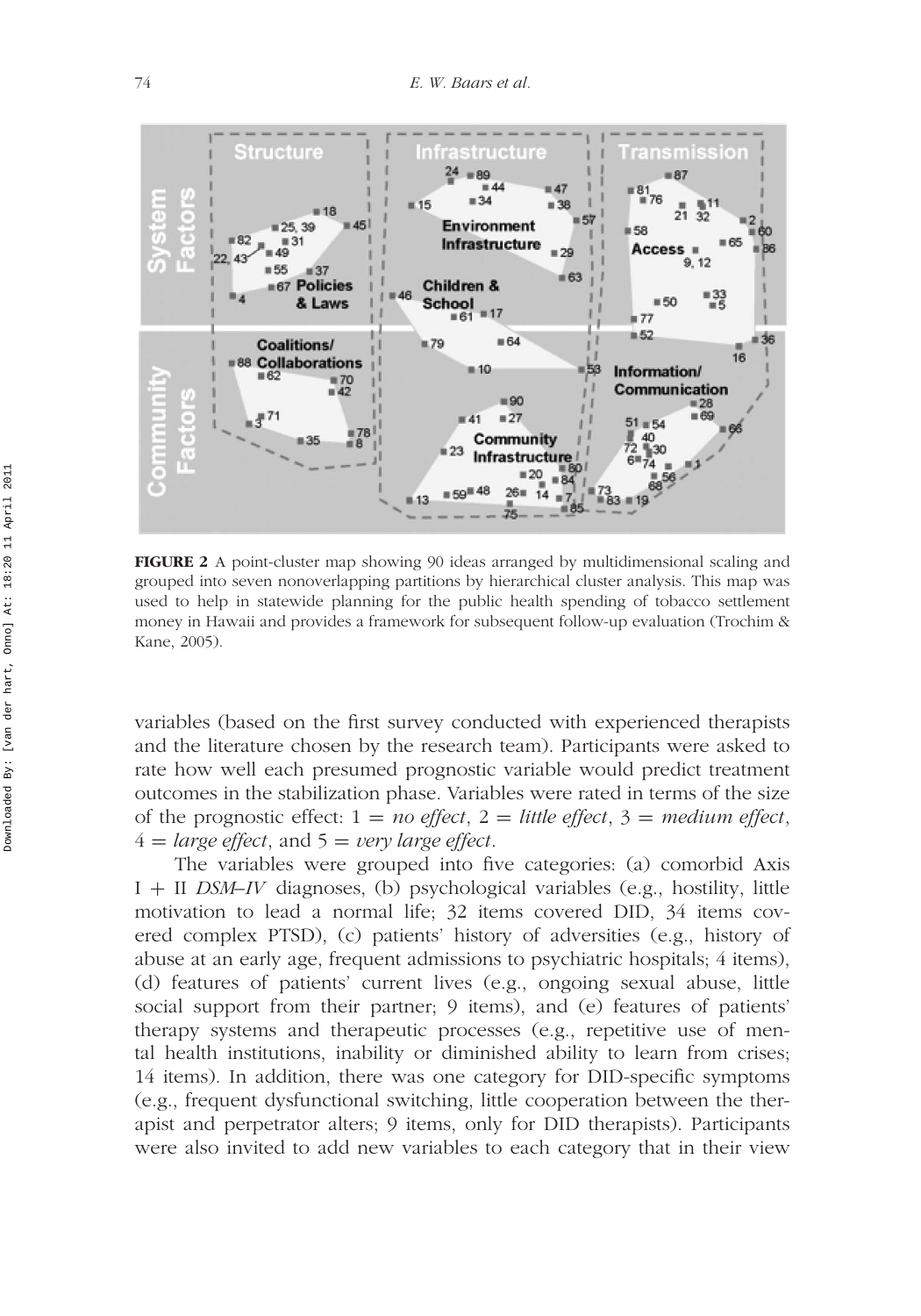**FIGURE 2** A point-cluster map showing 90 ideas arranged by multidimensional scaling and grouped into seven nonoverlapping partitions by hierarchical cluster analysis. This map was used to help in statewide planning for the public health spending of tobacco settlement money in Hawaii and provides a framework for subsequent follow-up evaluation (Trochim & Kane, 2005).

variables (based on the first survey conducted with experienced therapists and the literature chosen by the research team). Participants were asked to rate how well each presumed prognostic variable would predict treatment outcomes in the stabilization phase. Variables were rated in terms of the size of the prognostic effect: 1 = *no effect*, 2 = *little effect*, 3 = *medium effect*, 4 = *large effect*, and 5 = *very large effect*.

The variables were grouped into five categories: (a) comorbid Axis I + II *DSM–IV* diagnoses, (b) psychological variables (e.g., hostility, little motivation to lead a normal life; 32 items covered DID, 34 items covered complex PTSD), (c) patients' history of adversities (e.g., history of abuse at an early age, frequent admissions to psychiatric hospitals; 4 items), (d) features of patients' current lives (e.g., ongoing sexual abuse, little social support from their partner; 9 items), and (e) features of patients' therapy systems and therapeutic processes (e.g., repetitive use of mental health institutions, inability or diminished ability to learn from crises; 14 items). In addition, there was one category for DID-specific symptoms (e.g., frequent dysfunctional switching, little cooperation between the therapist and perpetrator alters; 9 items, only for DID therapists). Participants were also invited to add new variables to each category that in their view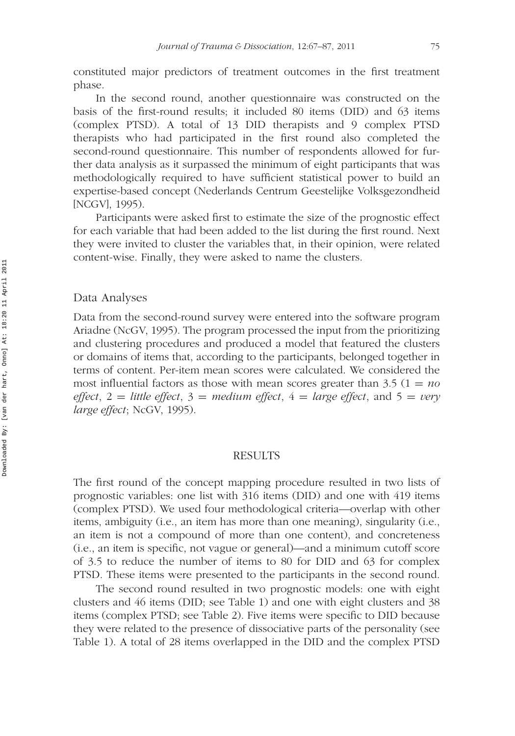constituted major predictors of treatment outcomes in the first treatment phase.

In the second round, another questionnaire was constructed on the basis of the first-round results; it included 80 items (DID) and 63 items (complex PTSD). A total of 13 DID therapists and 9 complex PTSD therapists who had participated in the first round also completed the second-round questionnaire. This number of respondents allowed for further data analysis as it surpassed the minimum of eight participants that was methodologically required to have sufficient statistical power to build an expertise-based concept (Nederlands Centrum Geestelijke Volksgezondheid [NCGV], 1995).

Participants were asked first to estimate the size of the prognostic effect for each variable that had been added to the list during the first round. Next they were invited to cluster the variables that, in their opinion, were related content-wise. Finally, they were asked to name the clusters.

## Data Analyses

Data from the second-round survey were entered into the software program Ariadne (NcGV, 1995). The program processed the input from the prioritizing and clustering procedures and produced a model that featured the clusters or domains of items that, according to the participants, belonged together in terms of content. Per-item mean scores were calculated. We considered the most influential factors as those with mean scores greater than 3.5 (1 = *no effect*, 2 = *little effect*, 3 = *medium effect*, 4 = *large effect*, and 5 = *very large effect*; NcGV, 1995).

# RESULTS

The first round of the concept mapping procedure resulted in two lists of prognostic variables: one list with 316 items (DID) and one with 419 items (complex PTSD). We used four methodological criteria—overlap with other items, ambiguity (i.e., an item has more than one meaning), singularity (i.e., an item is not a compound of more than one content), and concreteness (i.e., an item is specific, not vague or general)—and a minimum cutoff score of 3.5 to reduce the number of items to 80 for DID and 63 for complex PTSD. These items were presented to the participants in the second round.

The second round resulted in two prognostic models: one with eight clusters and 46 items (DID; see Table 1) and one with eight clusters and 38 items (complex PTSD; see Table 2). Five items were specific to DID because they were related to the presence of dissociative parts of the personality (see Table 1). A total of 28 items overlapped in the DID and the complex PTSD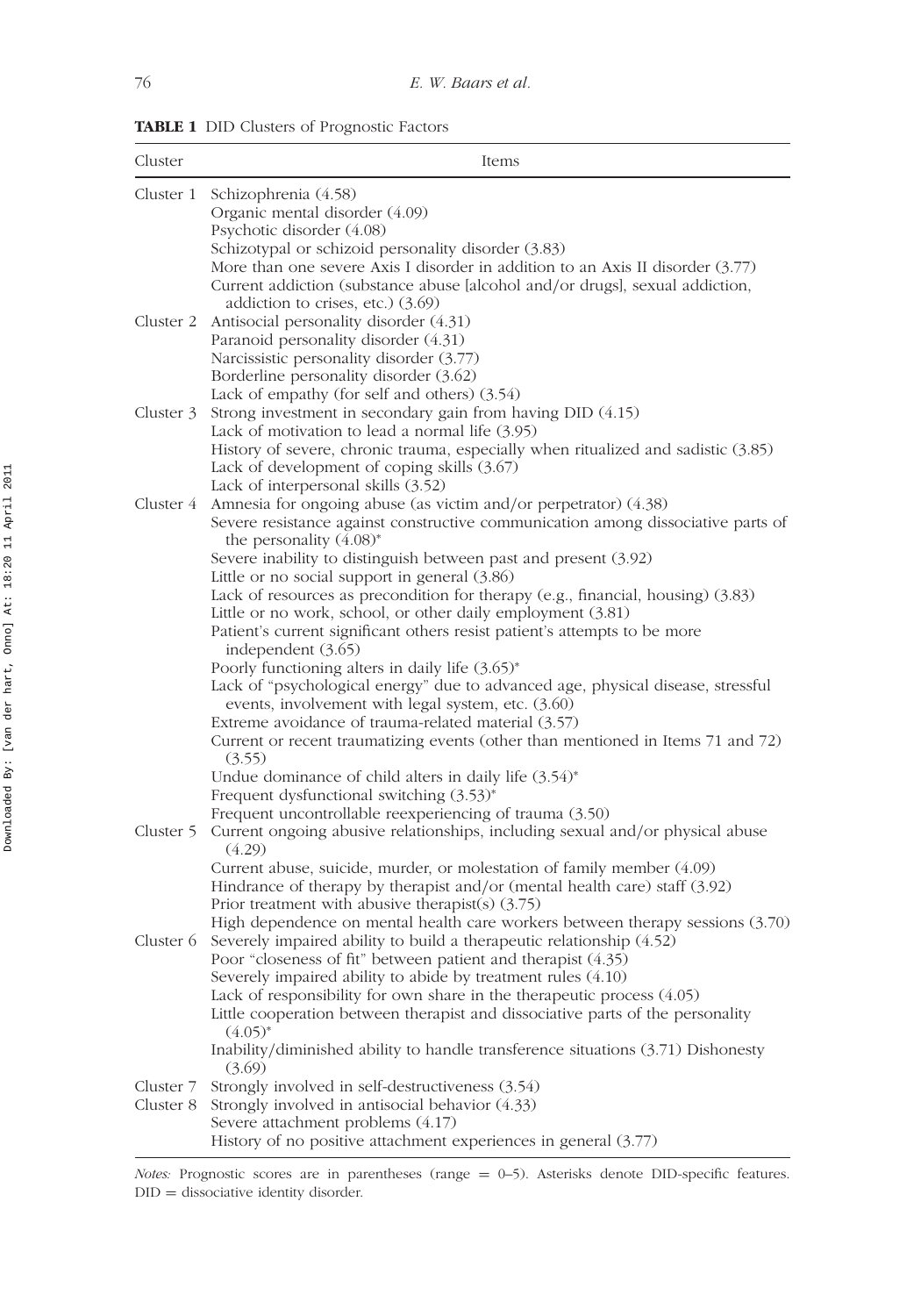**TABLE 1** DID Clusters of Prognostic Factors

| Cluster | Items |
|---|---|
| Cluster 1 | Schizophrenia (4.58) |
| | Organic mental disorder (4.09) |
| | Psychotic disorder (4.08) |
| | Schizotypal or schizoid personality disorder (3.83) |
| | More than one severe Axis I disorder in addition to an Axis II disorder (3.77) |
| | Current addiction (substance abuse [alcohol and/or drugs], sexual addiction, addiction to crises, etc.) (3.69) |
| Cluster 2 | Antisocial personality disorder (4.31) |
| | Paranoid personality disorder (4.31) |
| | Narcissistic personality disorder (3.77) |
| | Borderline personality disorder (3.62) |
| | Lack of empathy (for self and others) (3.54) |
| Cluster 3 | Strong investment in secondary gain from having DID (4.15) |
| | Lack of motivation to lead a normal life (3.95) |
| | History of severe, chronic trauma, especially when ritualized and sadistic (3.85) |
| | Lack of development of coping skills (3.67) |
| | Lack of interpersonal skills (3.52) |
| Cluster 4 | Amnesia for ongoing abuse (as victim and/or perpetrator) (4.38) |
| | Severe resistance against constructive communication among dissociative parts of the personality (4.08)* |
| | Severe inability to distinguish between past and present (3.92) |
| | Little or no social support in general (3.86) |
| | Lack of resources as precondition for therapy (e.g., financial, housing) (3.83) |
| | Little or no work, school, or other daily employment (3.81) |
| | Patient's current significant others resist patient's attempts to be more independent (3.65) |
| | Poorly functioning alters in daily life (3.65)* |
| | Lack of "psychological energy" due to advanced age, physical disease, stressful events, involvement with legal system, etc. (3.60) |
| | Extreme avoidance of trauma-related material (3.57) |
| | Current or recent traumatizing events (other than mentioned in Items 71 and 72) (3.55) |
| | Undue dominance of child alters in daily life (3.54)* |
| | Frequent dysfunctional switching (3.53)* |
| | Frequent uncontrollable reexperiencing of trauma (3.50) |
| Cluster 5 | Current ongoing abusive relationships, including sexual and/or physical abuse (4.29) |
| | Current abuse, suicide, murder, or molestation of family member (4.09) |
| | Hindrance of therapy by therapist and/or (mental health care) staff (3.92) |
| | Prior treatment with abusive therapist(s) (3.75) |
| | High dependence on mental health care workers between therapy sessions (3.70) |
| Cluster 6 | Severely impaired ability to build a therapeutic relationship (4.52) |
| | Poor "closeness of fit" between patient and therapist (4.35) |
| | Severely impaired ability to abide by treatment rules (4.10) |
| | Lack of responsibility for own share in the therapeutic process (4.05) |
| | Little cooperation between therapist and dissociative parts of the personality (4.05)* |
| | Inability/diminished ability to handle transference situations (3.71) Dishonesty (3.69) |
| Cluster 7 | Strongly involved in self-destructiveness (3.54) |
| Cluster 8 | Strongly involved in antisocial behavior (4.33) |
| | Severe attachment problems (4.17) |
| | History of no positive attachment experiences in general (3.77) |

*Notes:* Prognostic scores are in parentheses (range = 0–5). Asterisks denote DID-specific features. DID = dissociative identity disorder.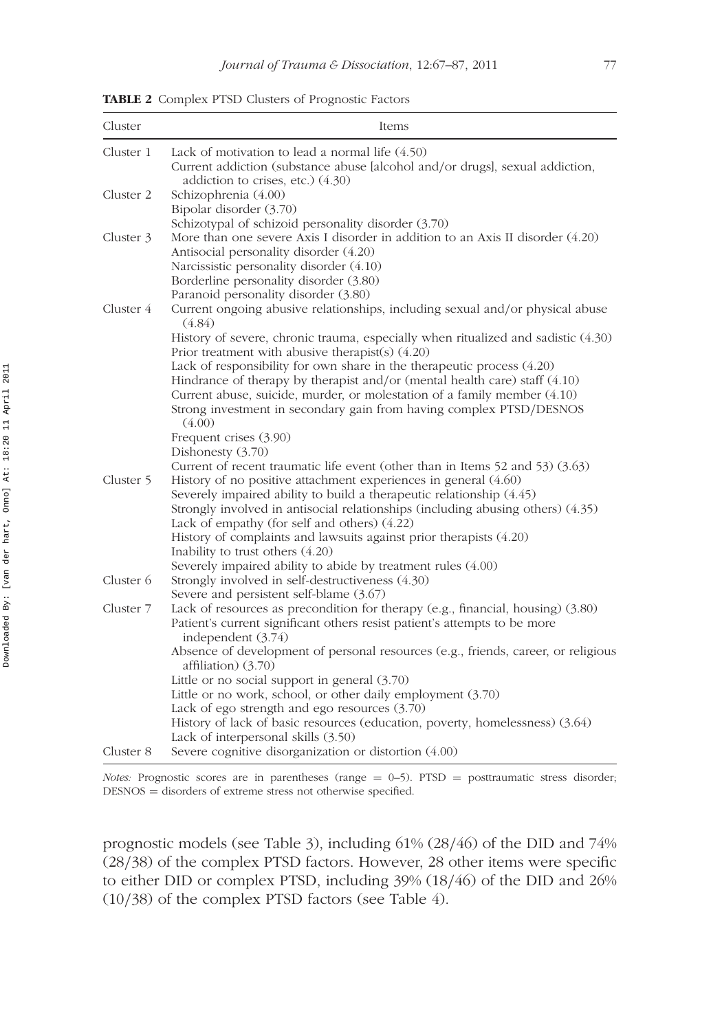**TABLE 2** Complex PTSD Clusters of Prognostic Factors

| Cluster | Items |
|---|---|
| Cluster 1 | Lack of motivation to lead a normal life (4.50) |
| | Current addiction (substance abuse [alcohol and/or drugs], sexual addiction, addiction to crises, etc.) (4.30) |
| Cluster 2 | Schizophrenia (4.00) |
| | Bipolar disorder (3.70) |
| | Schizotypal of schizoid personality disorder (3.70) |
| Cluster 3 | More than one severe Axis I disorder in addition to an Axis II disorder (4.20) |
| | Antisocial personality disorder (4.20) |
| | Narcissistic personality disorder (4.10) |
| | Borderline personality disorder (3.80) |
| | Paranoid personality disorder (3.80) |
| Cluster 4 | Current ongoing abusive relationships, including sexual and/or physical abuse (4.84) |
| | History of severe, chronic trauma, especially when ritualized and sadistic (4.30) |
| | Prior treatment with abusive therapist(s) (4.20) |
| | Lack of responsibility for own share in the therapeutic process (4.20) |
| | Hindrance of therapy by therapist and/or (mental health care) staff (4.10) |
| | Current abuse, suicide, murder, or molestation of a family member (4.10) |
| | Strong investment in secondary gain from having complex PTSD/DESNOS (4.00) |
| | Frequent crises (3.90) |
| | Dishonesty (3.70) |
| | Current of recent traumatic life event (other than in Items 52 and 53) (3.63) |
| Cluster 5 | History of no positive attachment experiences in general (4.60) |
| | Severely impaired ability to build a therapeutic relationship (4.45) |
| | Strongly involved in antisocial relationships (including abusing others) (4.35) |
| | Lack of empathy (for self and others) (4.22) |
| | History of complaints and lawsuits against prior therapists (4.20) |
| | Inability to trust others (4.20) |
| | Severely impaired ability to abide by treatment rules (4.00) |
| Cluster 6 | Strongly involved in self-destructiveness (4.30) |
| | Severe and persistent self-blame (3.67) |
| Cluster 7 | Lack of resources as precondition for therapy (e.g., financial, housing) (3.80) |
| | Patient's current significant others resist patient's attempts to be more independent (3.74) |
| | Absence of development of personal resources (e.g., friends, career, or religious affiliation) (3.70) |
| | Little or no social support in general (3.70) |
| | Little or no work, school, or other daily employment (3.70) |
| | Lack of ego strength and ego resources (3.70) |
| | History of lack of basic resources (education, poverty, homelessness) (3.64) |
| | Lack of interpersonal skills (3.50) |
| Cluster 8 | Severe cognitive disorganization or distortion (4.00) |

*Notes:* Prognostic scores are in parentheses (range = 0–5). PTSD = posttraumatic stress disorder; DESNOS = disorders of extreme stress not otherwise specified.

prognostic models (see Table 3), including 61% (28/46) of the DID and 74% (28/38) of the complex PTSD factors. However, 28 other items were specific to either DID or complex PTSD, including 39% (18/46) of the DID and 26% (10/38) of the complex PTSD factors (see Table 4).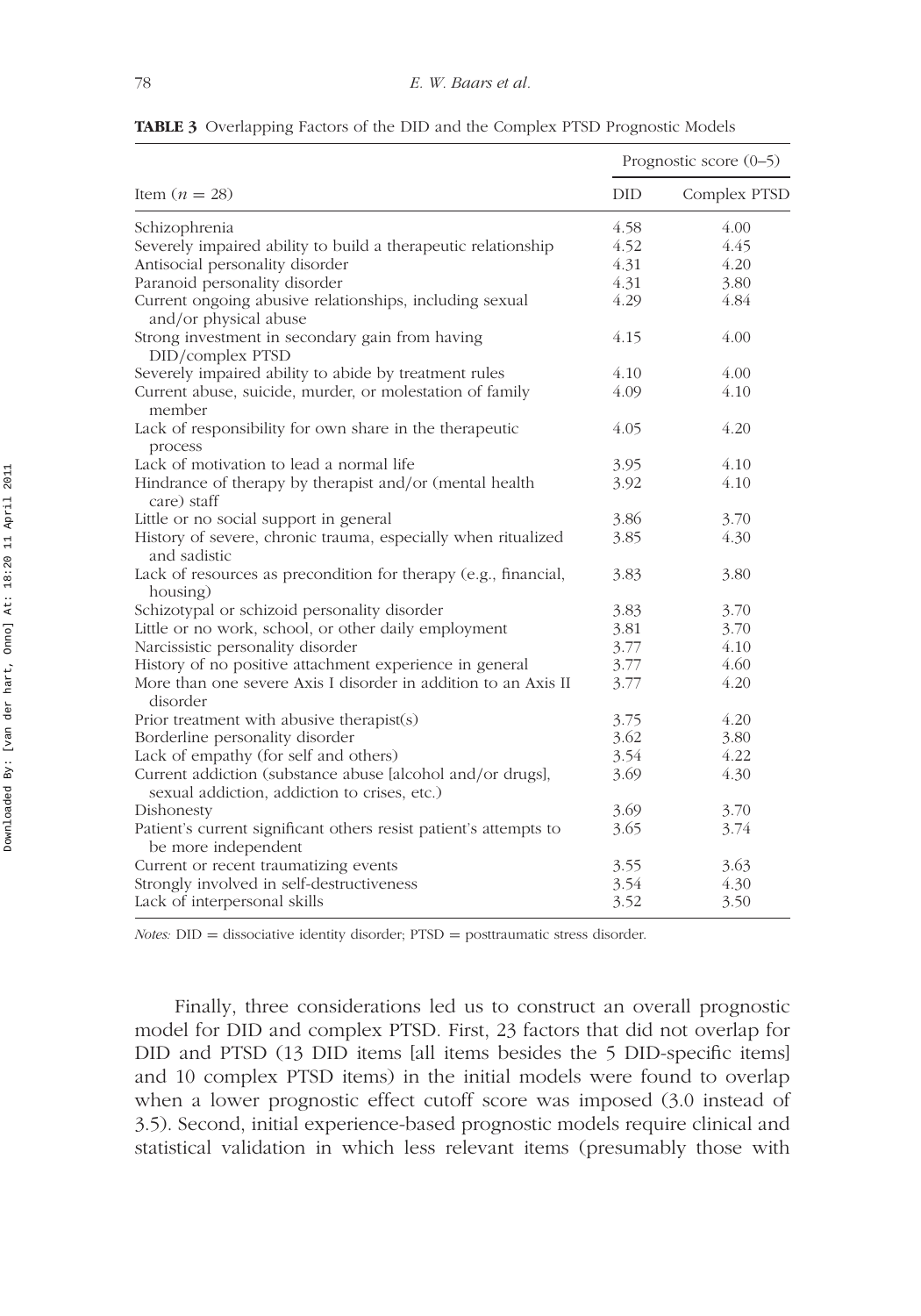**TABLE 3** Overlapping Factors of the DID and the Complex PTSD Prognostic Models

| Item ($n = 28$) | Prognostic score (0–5) | |
|---|---|---|
| | DID | Complex PTSD |
| Schizophrenia | 4.58 | 4.00 |
| Severely impaired ability to build a therapeutic relationship | 4.52 | 4.45 |
| Antisocial personality disorder | 4.31 | 4.20 |
| Paranoid personality disorder | 4.31 | 3.80 |
| Current ongoing abusive relationships, including sexual and/or physical abuse | 4.29 | 4.84 |
| Strong investment in secondary gain from having DID/complex PTSD | 4.15 | 4.00 |
| Severely impaired ability to abide by treatment rules | 4.10 | 4.00 |
| Current abuse, suicide, murder, or molestation of family member | 4.09 | 4.10 |
| Lack of responsibility for own share in the therapeutic process | 4.05 | 4.20 |
| Lack of motivation to lead a normal life | 3.95 | 4.10 |
| Hindrance of therapy by therapist and/or (mental health care) staff | 3.92 | 4.10 |
| Little or no social support in general | 3.86 | 3.70 |
| History of severe, chronic trauma, especially when ritualized and sadistic | 3.85 | 4.30 |
| Lack of resources as precondition for therapy (e.g., financial, housing) | 3.83 | 3.80 |
| Schizotypal or schizoid personality disorder | 3.83 | 3.70 |
| Little or no work, school, or other daily employment | 3.81 | 3.70 |
| Narcissistic personality disorder | 3.77 | 4.10 |
| History of no positive attachment experience in general | 3.77 | 4.60 |
| More than one severe Axis I disorder in addition to an Axis II disorder | 3.77 | 4.20 |
| Prior treatment with abusive therapist(s) | 3.75 | 4.20 |
| Borderline personality disorder | 3.62 | 3.80 |
| Lack of empathy (for self and others) | 3.54 | 4.22 |
| Current addiction (substance abuse [alcohol and/or drugs], sexual addiction, addiction to crises, etc.) | 3.69 | 4.30 |
| Dishonesty | 3.69 | 3.70 |
| Patient's current significant others resist patient's attempts to be more independent | 3.65 | 3.74 |
| Current or recent traumatizing events | 3.55 | 3.63 |
| Strongly involved in self-destructiveness | 3.54 | 4.30 |
| Lack of interpersonal skills | 3.52 | 3.50 |

*Notes:* DID = dissociative identity disorder; PTSD = posttraumatic stress disorder.

Finally, three considerations led us to construct an overall prognostic model for DID and complex PTSD. First, 23 factors that did not overlap for DID and PTSD (13 DID items [all items besides the 5 DID-specific items] and 10 complex PTSD items) in the initial models were found to overlap when a lower prognostic effect cutoff score was imposed (3.0 instead of 3.5). Second, initial experience-based prognostic models require clinical and statistical validation in which less relevant items (presumably those with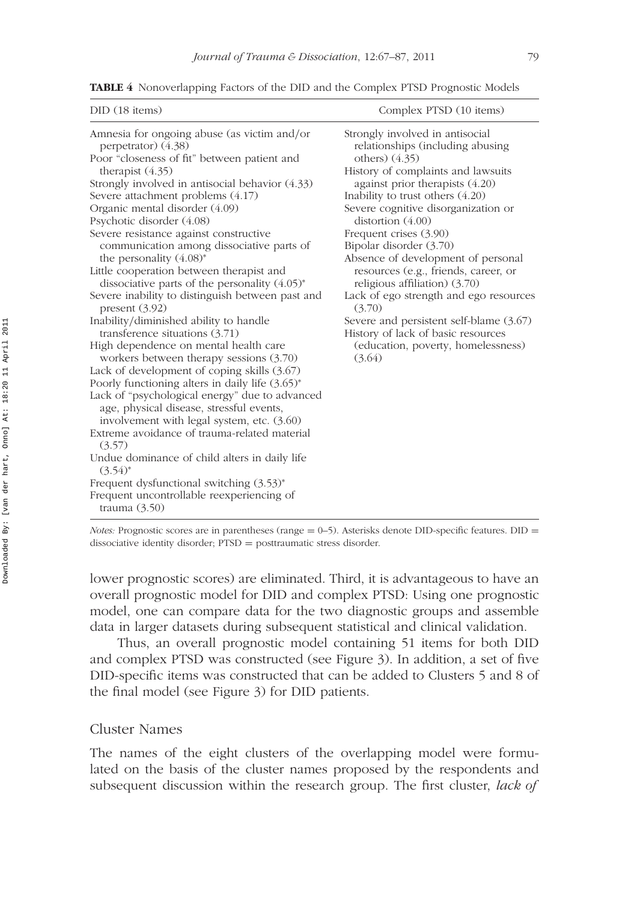**TABLE 4** Nonoverlapping Factors of the DID and the Complex PTSD Prognostic Models

| DID (18 items) | Complex PTSD (10 items) |
|---|---|
| Amnesia for ongoing abuse (as victim and/or perpetrator) (4.38) | Strongly involved in antisocial relationships (including abusing others) (4.35) |
| Poor "closeness of fit" between patient and therapist (4.35) | History of complaints and lawsuits against prior therapists (4.20) |
| Strongly involved in antisocial behavior (4.33) | Inability to trust others (4.20) |
| Severe attachment problems (4.17) | Severe cognitive disorganization or distortion (4.00) |
| Organic mental disorder (4.09) | Frequent crises (3.90) |
| Psychotic disorder (4.08) | Bipolar disorder (3.70) |
| Severe resistance against constructive communication among dissociative parts of the personality (4.08)* | Absence of development of personal resources (e.g., friends, career, or religious affiliation) (3.70) |
| Little cooperation between therapist and dissociative parts of the personality (4.05)* | Lack of ego strength and ego resources (3.70) |
| Severe inability to distinguish between past and present (3.92) | Severe and persistent self-blame (3.67) |
| Inability/diminished ability to handle transference situations (3.71) | History of lack of basic resources (education, poverty, homelessness) (3.64) |
| High dependence on mental health care workers between therapy sessions (3.70) | |
| Lack of development of coping skills (3.67) | |
| Poorly functioning alters in daily life (3.65)* | |
| Lack of "psychological energy" due to advanced age, physical disease, stressful events, involvement with legal system, etc. (3.60) | |
| Extreme avoidance of trauma-related material (3.57) | |
| Undue dominance of child alters in daily life (3.54)* | |
| Frequent dysfunctional switching (3.53)* | |
| Frequent uncontrollable reexperiencing of trauma (3.50) | |

*Notes:* Prognostic scores are in parentheses (range = 0–5). Asterisks denote DID-specific features. DID = dissociative identity disorder; PTSD = posttraumatic stress disorder.

lower prognostic scores) are eliminated. Third, it is advantageous to have an overall prognostic model for DID and complex PTSD: Using one prognostic model, one can compare data for the two diagnostic groups and assemble data in larger datasets during subsequent statistical and clinical validation.

Thus, an overall prognostic model containing 51 items for both DID and complex PTSD was constructed (see Figure 3). In addition, a set of five DID-specific items was constructed that can be added to Clusters 5 and 8 of the final model (see Figure 3) for DID patients.

## Cluster Names

The names of the eight clusters of the overlapping model were formulated on the basis of the cluster names proposed by the respondents and subsequent discussion within the research group. The first cluster, *lack of*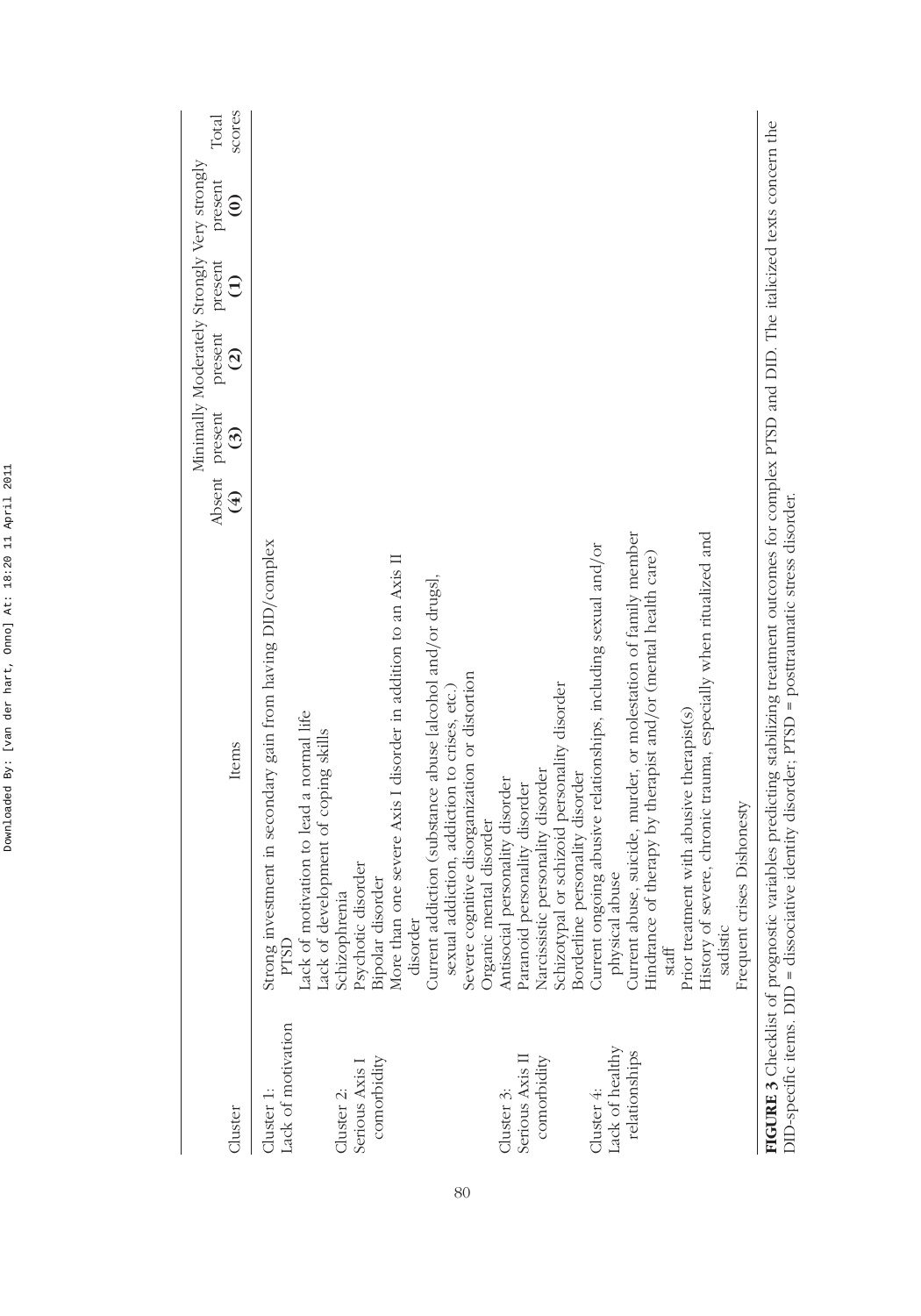| Cluster | Items | Absent (4) | Minimally present (3) | Moderately present (2) | Strongly present (1) | Very strongly present (0) | Total scores |
|---|---|---|---|---|---|---|---|
| Cluster 1: Lack of motivation | *Strong investment in secondary gain from having DID/complex PTSD* | | | | | | |
| | Lack of motivation to lead a normal life | | | | | | |
| | Lack of development of coping skills | | | | | | |
| Cluster 2: Serious Axis I comorbidity | Schizophrenia | | | | | | |
| | Psychotic disorder | | | | | | |
| | Bipolar disorder | | | | | | |
| | More than one severe Axis I disorder in addition to an Axis II disorder | | | | | | |
| | Current addiction (substance abuse [alcohol and/or drugs], sexual addiction, addiction to crises, etc.) | | | | | | |
| | Severe cognitive disorganization or distortion | | | | | | |
| | Organic mental disorder | | | | | | |
| Cluster 3: Serious Axis II comorbidity | Antisocial personality disorder | | | | | | |
| | Paranoid personality disorder | | | | | | |
| | Narcissistic personality disorder | | | | | | |
| | Schizotypal or schizoid personality disorder | | | | | | |
| | Borderline personality disorder | | | | | | |
| Cluster 4: Lack of healthy relationships | Current ongoing abusive relationships, including sexual and/or physical abuse | | | | | | |
| | Current abuse, suicide, murder, or molestation of family member | | | | | | |
| | Hindrance of therapy by therapist and/or (mental health care) staff | | | | | | |
| | Prior treatment with abusive therapist(s) | | | | | | |
| | History of severe, chronic trauma, especially when ritualized and sadistic | | | | | | |
| | Frequent crises Dishonesty | | | | | | |

**FIGURE 3** Checklist of prognostic variables predicting stabilizing treatment outcomes for complex PTSD and DID. The italicized texts concern the DID-specific items. DID = dissociative identity disorder; PTSD = posttraumatic stress disorder.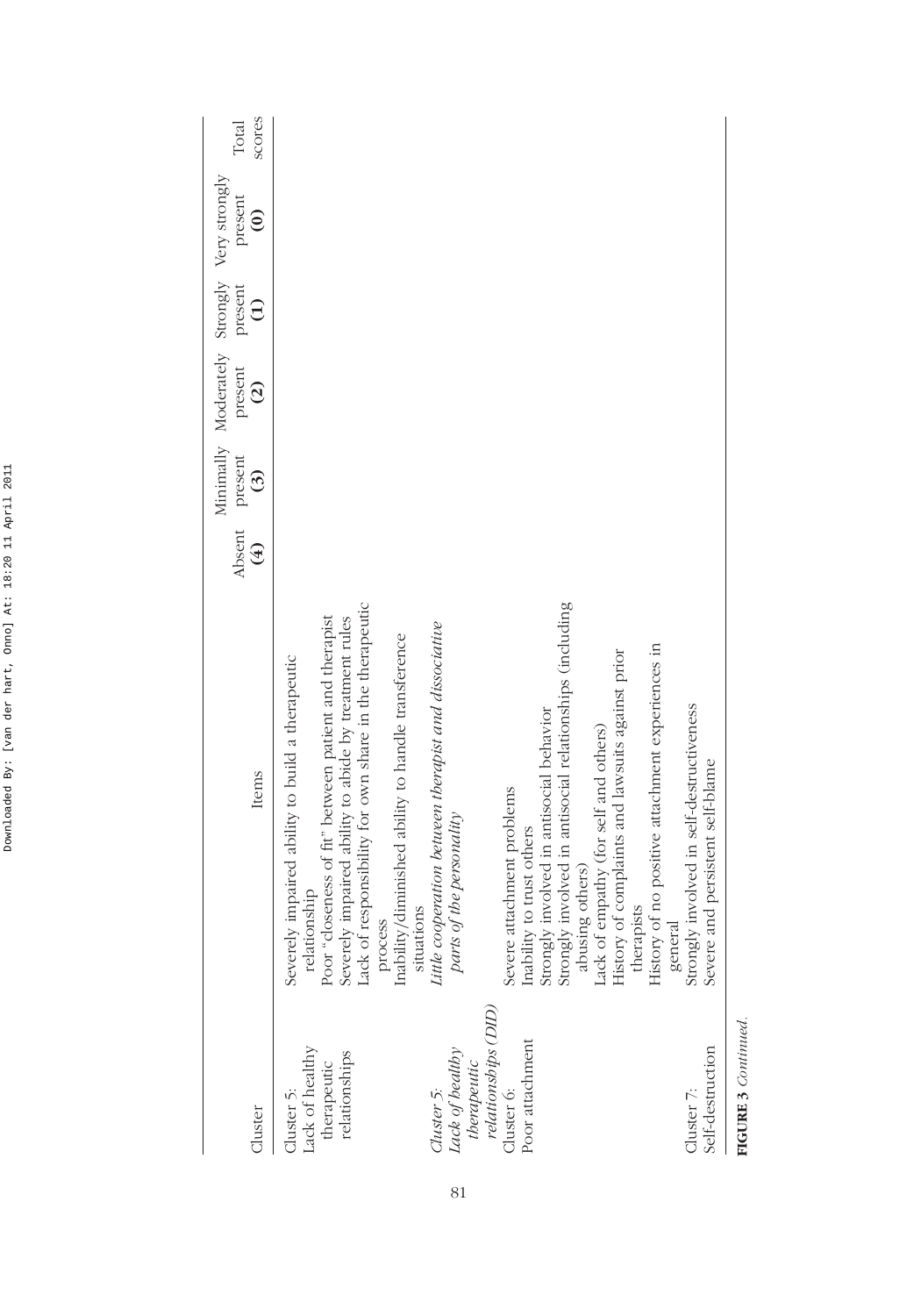| Cluster | Items | Absent (4) | Minimally present (3) | Moderately present (2) | Strongly present (1) | Very strongly present (0) | Total scores |
|---|---|---|---|---|---|---|---|
| Cluster 5: Lack of healthy therapeutic relationships | Severely impaired ability to build a therapeutic relationship | | | | | | |
| | Poor "closeness of fit" between patient and therapist | | | | | | |
| | Severely impaired ability to abide by treatment rules | | | | | | |
| | Lack of responsibility for own share in the therapeutic process | | | | | | |
| | Inability/diminished ability to handle transference situations | | | | | | |
| *Cluster 5: Lack of healthy therapeutic relationships (DID)* | *Little cooperation between therapist and dissociative parts of the personality* | | | | | | |
| Cluster 6: Poor attachment | Severe attachment problems | | | | | | |
| | Inability to trust others | | | | | | |
| | Strongly involved in antisocial behavior | | | | | | |
| | Strongly involved in antisocial relationships (including abusing others) | | | | | | |
| | Lack of empathy (for self and others) | | | | | | |
| | History of complaints and lawsuits against prior therapists | | | | | | |
| | History of no positive attachment experiences in general | | | | | | |
| Cluster 7: Self-destruction | Strongly involved in self-destructiveness | | | | | | |
| | Severe and persistent self-blame | | | | | | |

**FIGURE 3** *Continued.*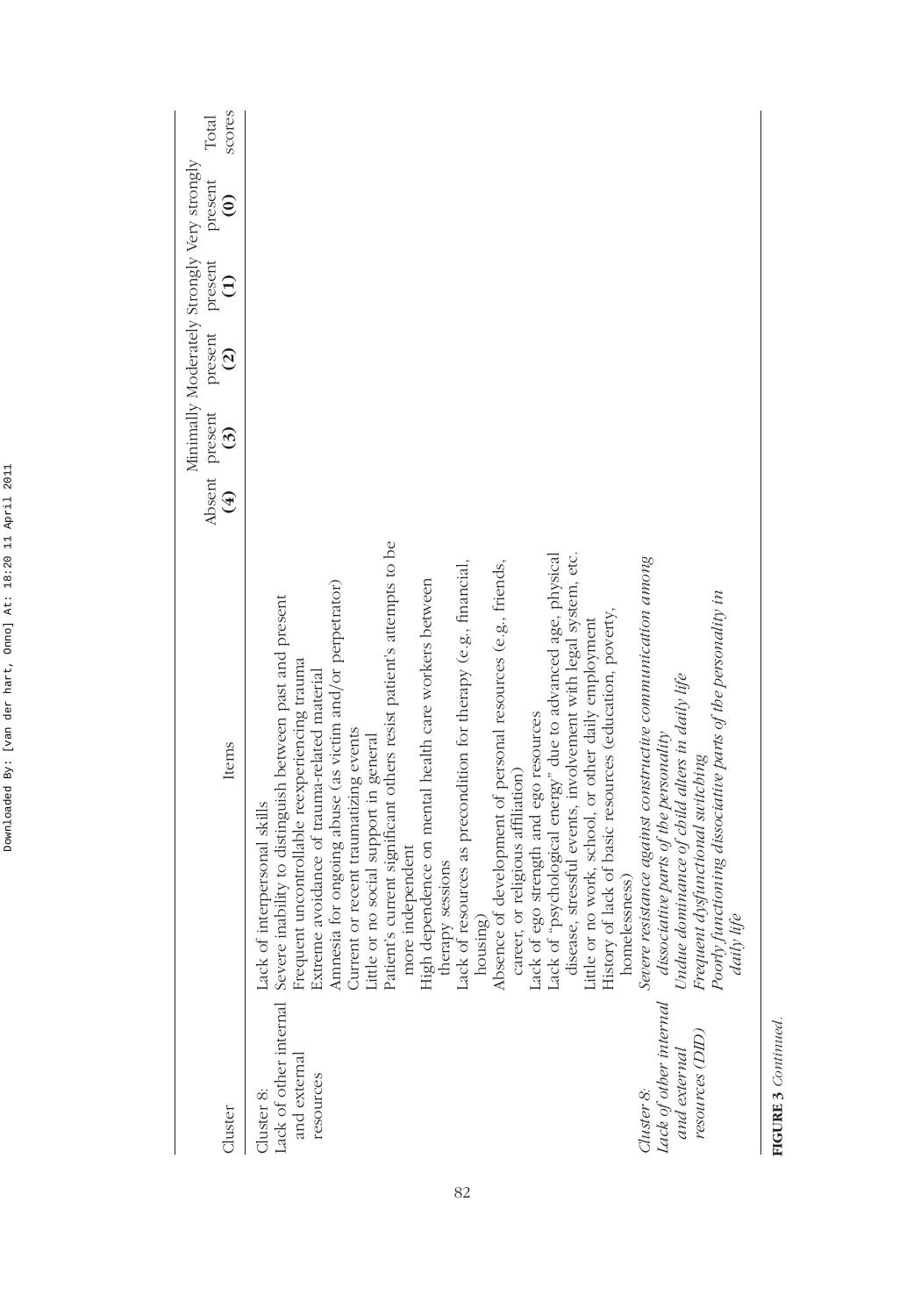| Cluster | Items | Absent (4) | Minimally present (3) | Moderately present (2) | Strongly present (1) | Very strongly present (0) | Total scores |
|---|---|---|---|---|---|---|---|
| Cluster 8: Lack of other internal and external resources | Lack of interpersonal skills | | | | | | |
| | Severe inability to distinguish between past and present | | | | | | |
| | Frequent uncontrollable reexperiencing trauma | | | | | | |
| | Extreme avoidance of trauma-related material | | | | | | |
| | Amnesia for ongoing abuse (as victim and/or perpetrator) | | | | | | |
| | Current or recent traumatizing events | | | | | | |
| | Little or no social support in general | | | | | | |
| | Patient's current significant others resist patient's attempts to be more independent | | | | | | |
| | High dependence on mental health care workers between therapy sessions | | | | | | |
| | Lack of resources as precondition for therapy (e.g., financial, housing) | | | | | | |
| | Absence of development of personal resources (e.g., friends, career, or religious affiliation) | | | | | | |
| | Lack of ego strength and ego resources | | | | | | |
| | Lack of "psychological energy" due to advanced age, physical disease, stressful events, involvement with legal system, etc. | | | | | | |
| | Little or no work, school, or other daily employment | | | | | | |
| | History of lack of basic resources (education, poverty, homelessness) | | | | | | |
| *Cluster 8: Lack of other internal and external resources (DID)* | *Severe resistance against constructive communication among dissociative parts of the personality* | | | | | | |
| | *Undue dominance of child alters in daily life* | | | | | | |
| | *Frequent dysfunctional switching* | | | | | | |
| | *Poorly functioning dissociative parts of the personality in daily life* | | | | | | |

**FIGURE 3** *Continued.*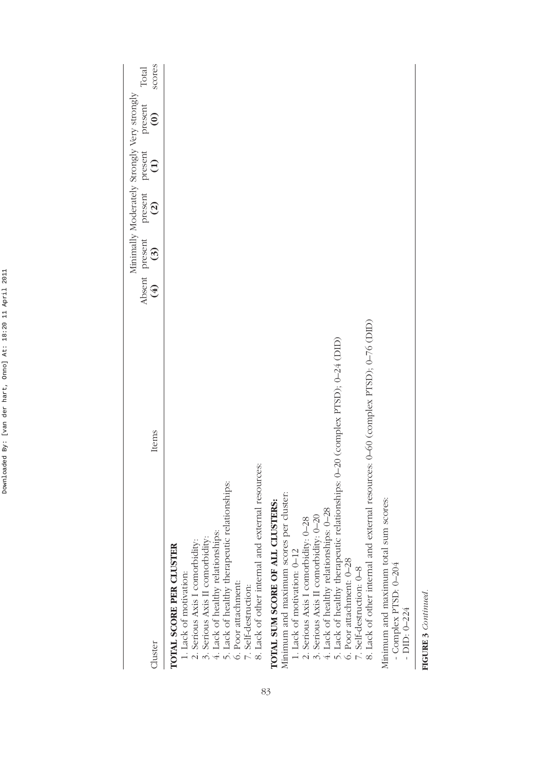| Cluster | Items | Absent (4) | Minimally present (3) | Moderately present (2) | Strongly present (1) | Very strongly present (0) | Total scores |
|---|---|---|---|---|---|---|---|
| **TOTAL SCORE PER CLUSTER** | | | | | | | |
| 1. Lack of motivation: | | | | | | | |
| 2. Serious Axis I comorbidity: | | | | | | | |
| 3. Serious Axis II comorbidity: | | | | | | | |
| 4. Lack of healthy relationships: | | | | | | | |
| 5. Lack of healthy therapeutic relationships: | | | | | | | |
| 6. Poor attachment: | | | | | | | |
| 7. Self-destruction: | | | | | | | |
| 8. Lack of other internal and external resources: | | | | | | | |
| **TOTAL SUM SCORE OF ALL CLUSTERS:** | | | | | | | |
| Minimum and maximum scores per cluster: | | | | | | | |
| 1. Lack of motivation: 0–12 | | | | | | | |
| 2. Serious Axis I comorbidity: 0–28 | | | | | | | |
| 3. Serious Axis II comorbidity: 0–20 | | | | | | | |
| 4. Lack of healthy relationships: 0–28 | | | | | | | |
| 5. Lack of healthy therapeutic relationships: 0–20 (complex PTSD); 0–24 (DID) | | | | | | | |
| 6. Poor attachment: 0–28 | | | | | | | |
| 7. Self-destruction: 0–8 | | | | | | | |
| 8. Lack of other internal and external resources: 0–60 (complex PTSD); 0–76 (DID) | | | | | | | |
| Minimum and maximum total sum scores: | | | | | | | |
| - Complex PTSD: 0–204 | | | | | | | |
| - DID: 0–224 | | | | | | | |

**FIGURE 3** *Continued.*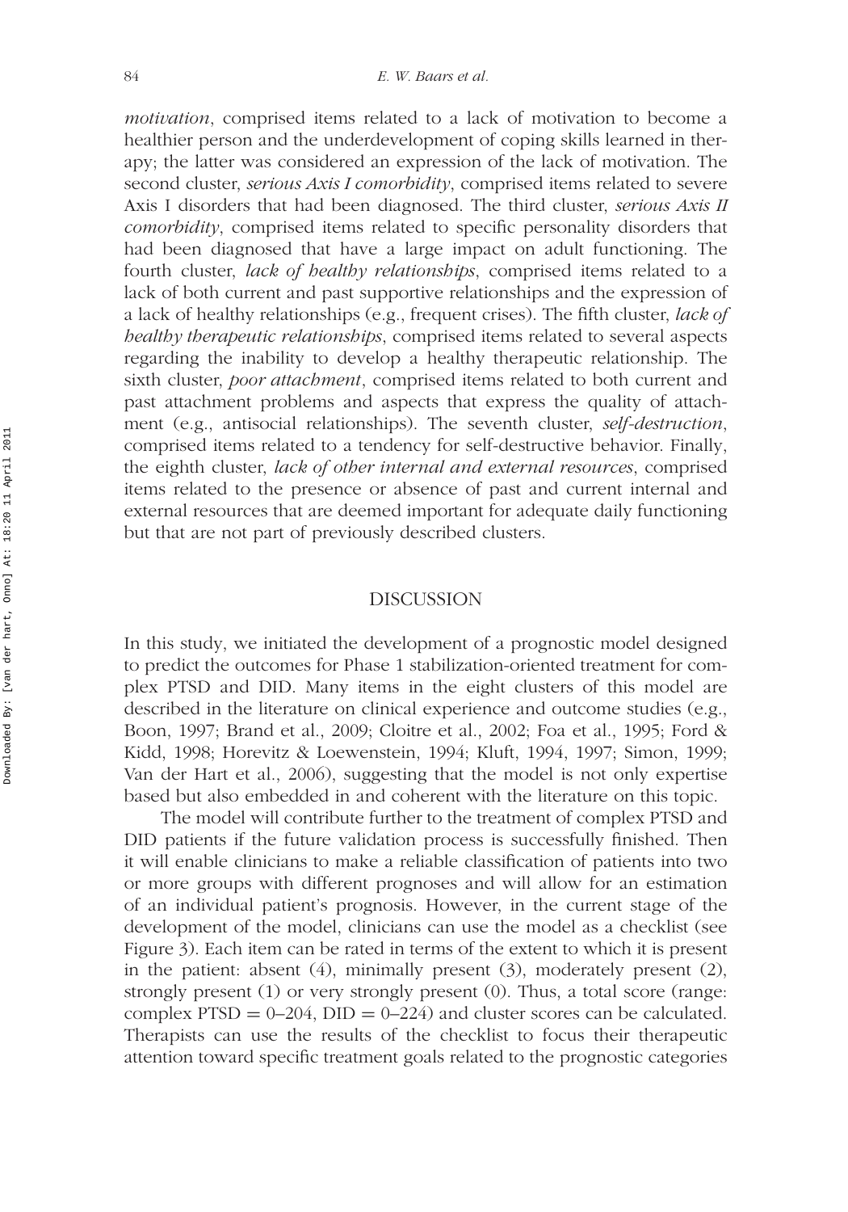*motivation*, comprised items related to a lack of motivation to become a healthier person and the underdevelopment of coping skills learned in therapy; the latter was considered an expression of the lack of motivation. The second cluster, *serious Axis I comorbidity*, comprised items related to severe Axis I disorders that had been diagnosed. The third cluster, *serious Axis II comorbidity*, comprised items related to specific personality disorders that had been diagnosed that have a large impact on adult functioning. The fourth cluster, *lack of healthy relationships*, comprised items related to a lack of both current and past supportive relationships and the expression of a lack of healthy relationships (e.g., frequent crises). The fifth cluster, *lack of healthy therapeutic relationships*, comprised items related to several aspects regarding the inability to develop a healthy therapeutic relationship. The sixth cluster, *poor attachment*, comprised items related to both current and past attachment problems and aspects that express the quality of attachment (e.g., antisocial relationships). The seventh cluster, *self-destruction*, comprised items related to a tendency for self-destructive behavior. Finally, the eighth cluster, *lack of other internal and external resources*, comprised items related to the presence or absence of past and current internal and external resources that are deemed important for adequate daily functioning but that are not part of previously described clusters.

## DISCUSSION

In this study, we initiated the development of a prognostic model designed to predict the outcomes for Phase 1 stabilization-oriented treatment for complex PTSD and DID. Many items in the eight clusters of this model are described in the literature on clinical experience and outcome studies (e.g., Boon, 1997; Brand et al., 2009; Cloitre et al., 2002; Foa et al., 1995; Ford & Kidd, 1998; Horevitz & Loewenstein, 1994; Kluft, 1994, 1997; Simon, 1999; Van der Hart et al., 2006), suggesting that the model is not only expertise based but also embedded in and coherent with the literature on this topic.

The model will contribute further to the treatment of complex PTSD and DID patients if the future validation process is successfully finished. Then it will enable clinicians to make a reliable classification of patients into two or more groups with different prognoses and will allow for an estimation of an individual patient's prognosis. However, in the current stage of the development of the model, clinicians can use the model as a checklist (see Figure 3). Each item can be rated in terms of the extent to which it is present in the patient: absent (4), minimally present (3), moderately present (2), strongly present (1) or very strongly present (0). Thus, a total score (range: complex PTSD = 0–204, DID = 0–224) and cluster scores can be calculated. Therapists can use the results of the checklist to focus their therapeutic attention toward specific treatment goals related to the prognostic categories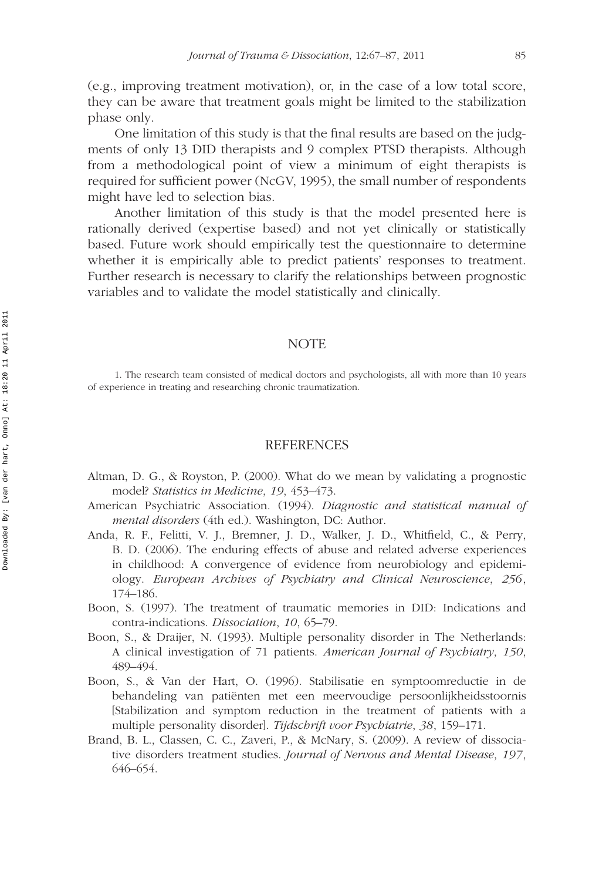(e.g., improving treatment motivation), or, in the case of a low total score, they can be aware that treatment goals might be limited to the stabilization phase only.

One limitation of this study is that the final results are based on the judgments of only 13 DID therapists and 9 complex PTSD therapists. Although from a methodological point of view a minimum of eight therapists is required for sufficient power (NcGV, 1995), the small number of respondents might have led to selection bias.

Another limitation of this study is that the model presented here is rationally derived (expertise based) and not yet clinically or statistically based. Future work should empirically test the questionnaire to determine whether it is empirically able to predict patients' responses to treatment. Further research is necessary to clarify the relationships between prognostic variables and to validate the model statistically and clinically.

## NOTE

1. The research team consisted of medical doctors and psychologists, all with more than 10 years of experience in treating and researching chronic traumatization.

## REFERENCES

Altman, D. G., & Royston, P. (2000). What do we mean by validating a prognostic model? *Statistics in Medicine*, *19*, 453–473.

American Psychiatric Association. (1994). *Diagnostic and statistical manual of mental disorders* (4th ed.). Washington, DC: Author.

Anda, R. F., Felitti, V. J., Bremner, J. D., Walker, J. D., Whitfield, C., & Perry, B. D. (2006). The enduring effects of abuse and related adverse experiences in childhood: A convergence of evidence from neurobiology and epidemiology. *European Archives of Psychiatry and Clinical Neuroscience*, *256*, 174–186.

Boon, S. (1997). The treatment of traumatic memories in DID: Indications and contra-indications. *Dissociation*, *10*, 65–79.

Boon, S., & Draijer, N. (1993). Multiple personality disorder in The Netherlands: A clinical investigation of 71 patients. *American Journal of Psychiatry*, *150*, 489–494.

Boon, S., & Van der Hart, O. (1996). Stabilisatie en symptoomreductie in de behandeling van patiënten met een meervoudige persoonlijkheidsstoornis [Stabilization and symptom reduction in the treatment of patients with a multiple personality disorder]. *Tijdschrift voor Psychiatrie*, *38*, 159–171.

Brand, B. L., Classen, C. C., Zaveri, P., & McNary, S. (2009). A review of dissociative disorders treatment studies. *Journal of Nervous and Mental Disease*, *197*, 646–654.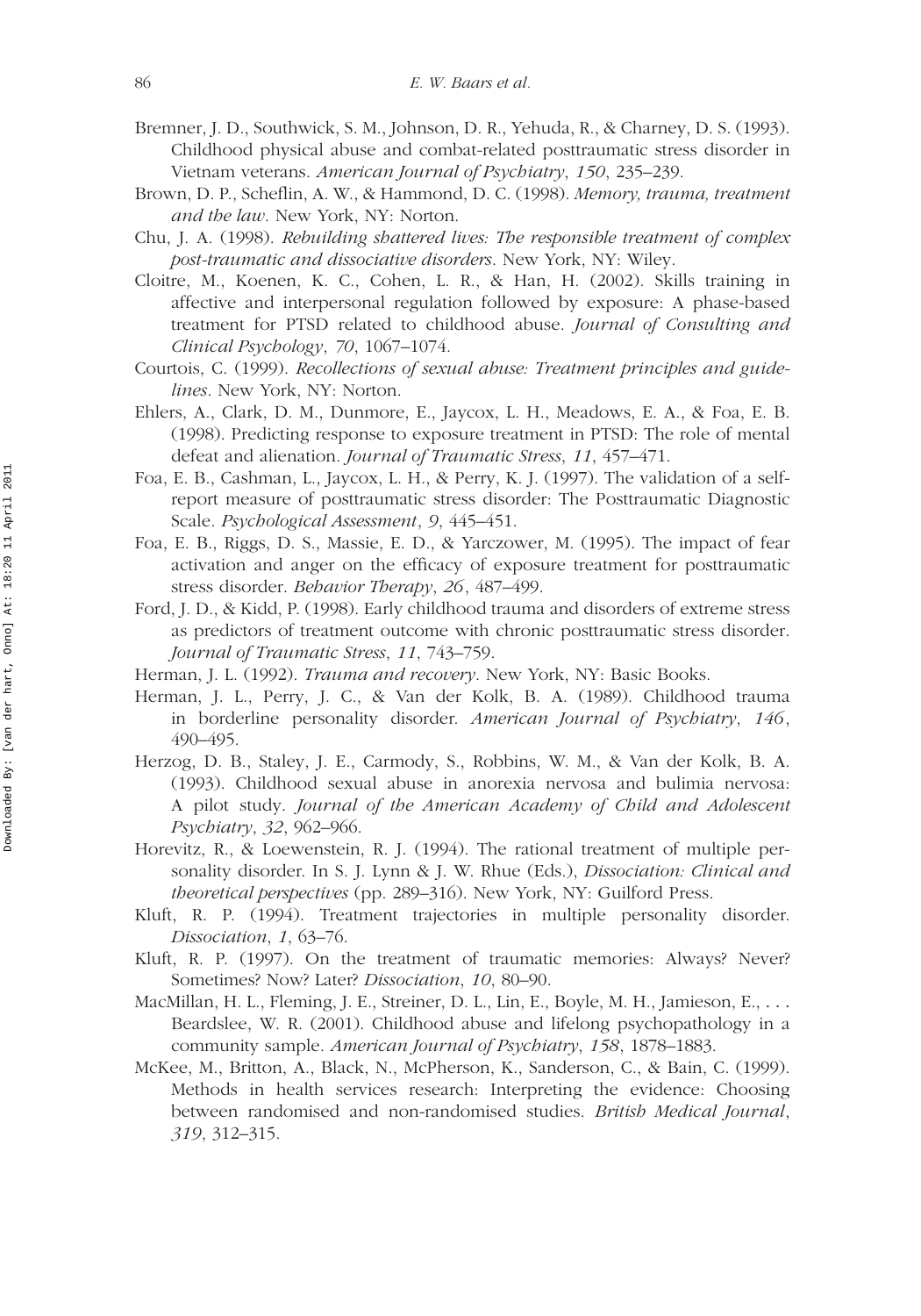Bremner, J. D., Southwick, S. M., Johnson, D. R., Yehuda, R., & Charney, D. S. (1993). Childhood physical abuse and combat-related posttraumatic stress disorder in Vietnam veterans. *American Journal of Psychiatry*, *150*, 235–239.

Brown, D. P., Scheflin, A. W., & Hammond, D. C. (1998). *Memory, trauma, treatment and the law*. New York, NY: Norton.

Chu, J. A. (1998). *Rebuilding shattered lives: The responsible treatment of complex post-traumatic and dissociative disorders*. New York, NY: Wiley.

Cloitre, M., Koenen, K. C., Cohen, L. R., & Han, H. (2002). Skills training in affective and interpersonal regulation followed by exposure: A phase-based treatment for PTSD related to childhood abuse. *Journal of Consulting and Clinical Psychology*, *70*, 1067–1074.

Courtois, C. (1999). *Recollections of sexual abuse: Treatment principles and guidelines*. New York, NY: Norton.

Ehlers, A., Clark, D. M., Dunmore, E., Jaycox, L. H., Meadows, E. A., & Foa, E. B. (1998). Predicting response to exposure treatment in PTSD: The role of mental defeat and alienation. *Journal of Traumatic Stress*, *11*, 457–471.

Foa, E. B., Cashman, L., Jaycox, L. H., & Perry, K. J. (1997). The validation of a self-report measure of posttraumatic stress disorder: The Posttraumatic Diagnostic Scale. *Psychological Assessment*, *9*, 445–451.

Foa, E. B., Riggs, D. S., Massie, E. D., & Yarczower, M. (1995). The impact of fear activation and anger on the efficacy of exposure treatment for posttraumatic stress disorder. *Behavior Therapy*, *26*, 487–499.

Ford, J. D., & Kidd, P. (1998). Early childhood trauma and disorders of extreme stress as predictors of treatment outcome with chronic posttraumatic stress disorder. *Journal of Traumatic Stress*, *11*, 743–759.

Herman, J. L. (1992). *Trauma and recovery*. New York, NY: Basic Books.

Herman, J. L., Perry, J. C., & Van der Kolk, B. A. (1989). Childhood trauma in borderline personality disorder. *American Journal of Psychiatry*, *146*, 490–495.

Herzog, D. B., Staley, J. E., Carmody, S., Robbins, W. M., & Van der Kolk, B. A. (1993). Childhood sexual abuse in anorexia nervosa and bulimia nervosa: A pilot study. *Journal of the American Academy of Child and Adolescent Psychiatry*, *32*, 962–966.

Horevitz, R., & Loewenstein, R. J. (1994). The rational treatment of multiple personality disorder. In S. J. Lynn & J. W. Rhue (Eds.), *Dissociation: Clinical and theoretical perspectives* (pp. 289–316). New York, NY: Guilford Press.

Kluft, R. P. (1994). Treatment trajectories in multiple personality disorder. *Dissociation*, *1*, 63–76.

Kluft, R. P. (1997). On the treatment of traumatic memories: Always? Never? Sometimes? Now? Later? *Dissociation*, *10*, 80–90.

MacMillan, H. L., Fleming, J. E., Streiner, D. L., Lin, E., Boyle, M. H., Jamieson, E., . . . Beardslee, W. R. (2001). Childhood abuse and lifelong psychopathology in a community sample. *American Journal of Psychiatry*, *158*, 1878–1883.

McKee, M., Britton, A., Black, N., McPherson, K., Sanderson, C., & Bain, C. (1999). Methods in health services research: Interpreting the evidence: Choosing between randomised and non-randomised studies. *British Medical Journal*, *319*, 312–315.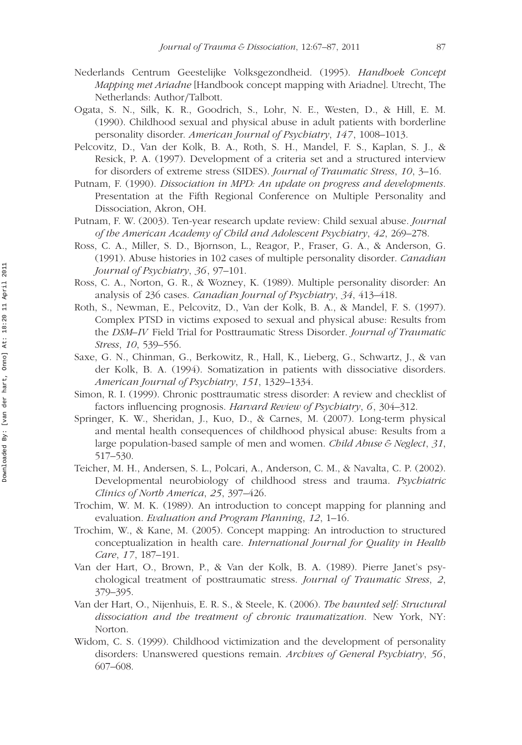Nederlands Centrum Geestelijke Volksgezondheid. (1995). *Handboek Concept Mapping met Ariadne* [Handbook concept mapping with Ariadne]. Utrecht, The Netherlands: Author/Talbott.

Ogata, S. N., Silk, K. R., Goodrich, S., Lohr, N. E., Westen, D., & Hill, E. M. (1990). Childhood sexual and physical abuse in adult patients with borderline personality disorder. *American Journal of Psychiatry*, *147*, 1008–1013.

Pelcovitz, D., Van der Kolk, B. A., Roth, S. H., Mandel, F. S., Kaplan, S. J., & Resick, P. A. (1997). Development of a criteria set and a structured interview for disorders of extreme stress (SIDES). *Journal of Traumatic Stress*, *10*, 3–16.

Putnam, F. (1990). *Dissociation in MPD: An update on progress and developments*. Presentation at the Fifth Regional Conference on Multiple Personality and Dissociation, Akron, OH.

Putnam, F. W. (2003). Ten-year research update review: Child sexual abuse. *Journal of the American Academy of Child and Adolescent Psychiatry*, *42*, 269–278.

Ross, C. A., Miller, S. D., Bjornson, L., Reagor, P., Fraser, G. A., & Anderson, G. (1991). Abuse histories in 102 cases of multiple personality disorder. *Canadian Journal of Psychiatry*, *36*, 97–101.

Ross, C. A., Norton, G. R., & Wozney, K. (1989). Multiple personality disorder: An analysis of 236 cases. *Canadian Journal of Psychiatry*, *34*, 413–418.

Roth, S., Newman, E., Pelcovitz, D., Van der Kolk, B. A., & Mandel, F. S. (1997). Complex PTSD in victims exposed to sexual and physical abuse: Results from the *DSM–IV* Field Trial for Posttraumatic Stress Disorder. *Journal of Traumatic Stress*, *10*, 539–556.

Saxe, G. N., Chinman, G., Berkowitz, R., Hall, K., Lieberg, G., Schwartz, J., & van der Kolk, B. A. (1994). Somatization in patients with dissociative disorders. *American Journal of Psychiatry*, *151*, 1329–1334.

Simon, R. I. (1999). Chronic posttraumatic stress disorder: A review and checklist of factors influencing prognosis. *Harvard Review of Psychiatry*, *6*, 304–312.

Springer, K. W., Sheridan, J., Kuo, D., & Carnes, M. (2007). Long-term physical and mental health consequences of childhood physical abuse: Results from a large population-based sample of men and women. *Child Abuse & Neglect*, *31*, 517–530.

Teicher, M. H., Andersen, S. L., Polcari, A., Anderson, C. M., & Navalta, C. P. (2002). Developmental neurobiology of childhood stress and trauma. *Psychiatric Clinics of North America*, *25*, 397–426.

Trochim, W. M. K. (1989). An introduction to concept mapping for planning and evaluation. *Evaluation and Program Planning*, *12*, 1–16.

Trochim, W., & Kane, M. (2005). Concept mapping: An introduction to structured conceptualization in health care. *International Journal for Quality in Health Care*, *17*, 187–191.

Van der Hart, O., Brown, P., & Van der Kolk, B. A. (1989). Pierre Janet's psychological treatment of posttraumatic stress. *Journal of Traumatic Stress*, *2*, 379–395.

Van der Hart, O., Nijenhuis, E. R. S., & Steele, K. (2006). *The haunted self: Structural dissociation and the treatment of chronic traumatization*. New York, NY: Norton.

Widom, C. S. (1999). Childhood victimization and the development of personality disorders: Unanswered questions remain. *Archives of General Psychiatry*, *56*, 607–608.